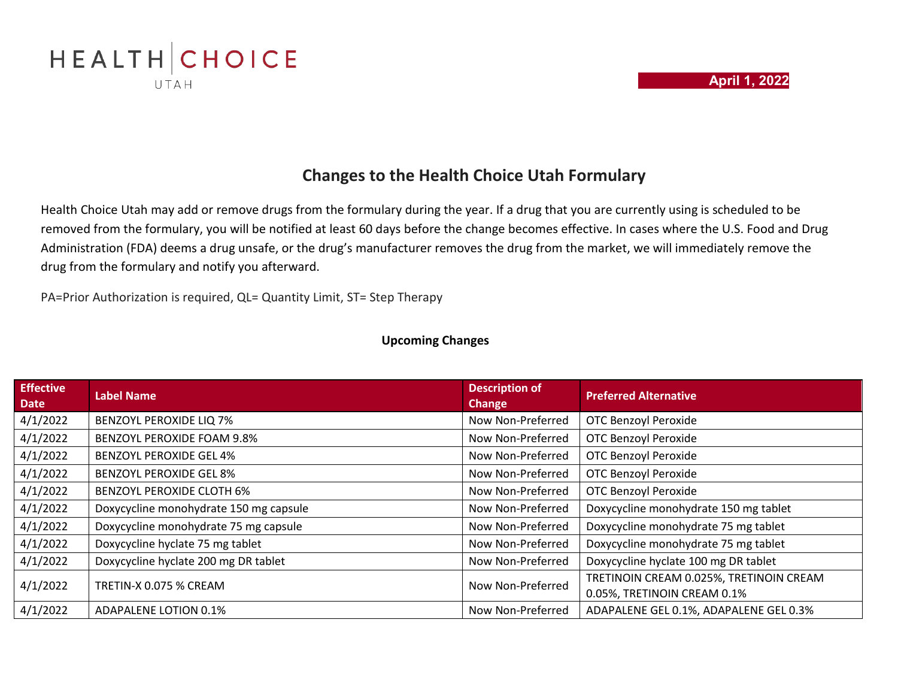HEALTH | CHOICE
UTAH

April 1, 2022

# Changes to the Health Choice Utah Formulary

Health Choice Utah may add or remove drugs from the formulary during the year. If a drug that you are currently using is scheduled to be removed from the formulary, you will be notified at least 60 days before the change becomes effective. In cases where the U.S. Food and Drug Administration (FDA) deems a drug unsafe, or the drug's manufacturer removes the drug from the market, we will immediately remove the drug from the formulary and notify you afterward.

PA=Prior Authorization is required, QL= Quantity Limit, ST= Step Therapy

## Upcoming Changes

| Effective Date | Label Name | Description of Change | Preferred Alternative |
|---|---|---|---|
| 4/1/2022 | BENZOYL PEROXIDE LIQ 7% | Now Non-Preferred | OTC Benzoyl Peroxide |
| 4/1/2022 | BENZOYL PEROXIDE FOAM 9.8% | Now Non-Preferred | OTC Benzoyl Peroxide |
| 4/1/2022 | BENZOYL PEROXIDE GEL 4% | Now Non-Preferred | OTC Benzoyl Peroxide |
| 4/1/2022 | BENZOYL PEROXIDE GEL 8% | Now Non-Preferred | OTC Benzoyl Peroxide |
| 4/1/2022 | BENZOYL PEROXIDE CLOTH 6% | Now Non-Preferred | OTC Benzoyl Peroxide |
| 4/1/2022 | Doxycycline monohydrate 150 mg capsule | Now Non-Preferred | Doxycycline monohydrate 150 mg tablet |
| 4/1/2022 | Doxycycline monohydrate 75 mg capsule | Now Non-Preferred | Doxycycline monohydrate 75 mg tablet |
| 4/1/2022 | Doxycycline hyclate 75 mg tablet | Now Non-Preferred | Doxycycline monohydrate 75 mg tablet |
| 4/1/2022 | Doxycycline hyclate 200 mg DR tablet | Now Non-Preferred | Doxycycline hyclate 100 mg DR tablet |
| 4/1/2022 | TRETIN-X 0.075 % CREAM | Now Non-Preferred | TRETINOIN CREAM 0.025%, TRETINOIN CREAM 0.05%, TRETINOIN CREAM 0.1% |
| 4/1/2022 | ADAPALENE LOTION 0.1% | Now Non-Preferred | ADAPALENE GEL 0.1%, ADAPALENE GEL 0.3% |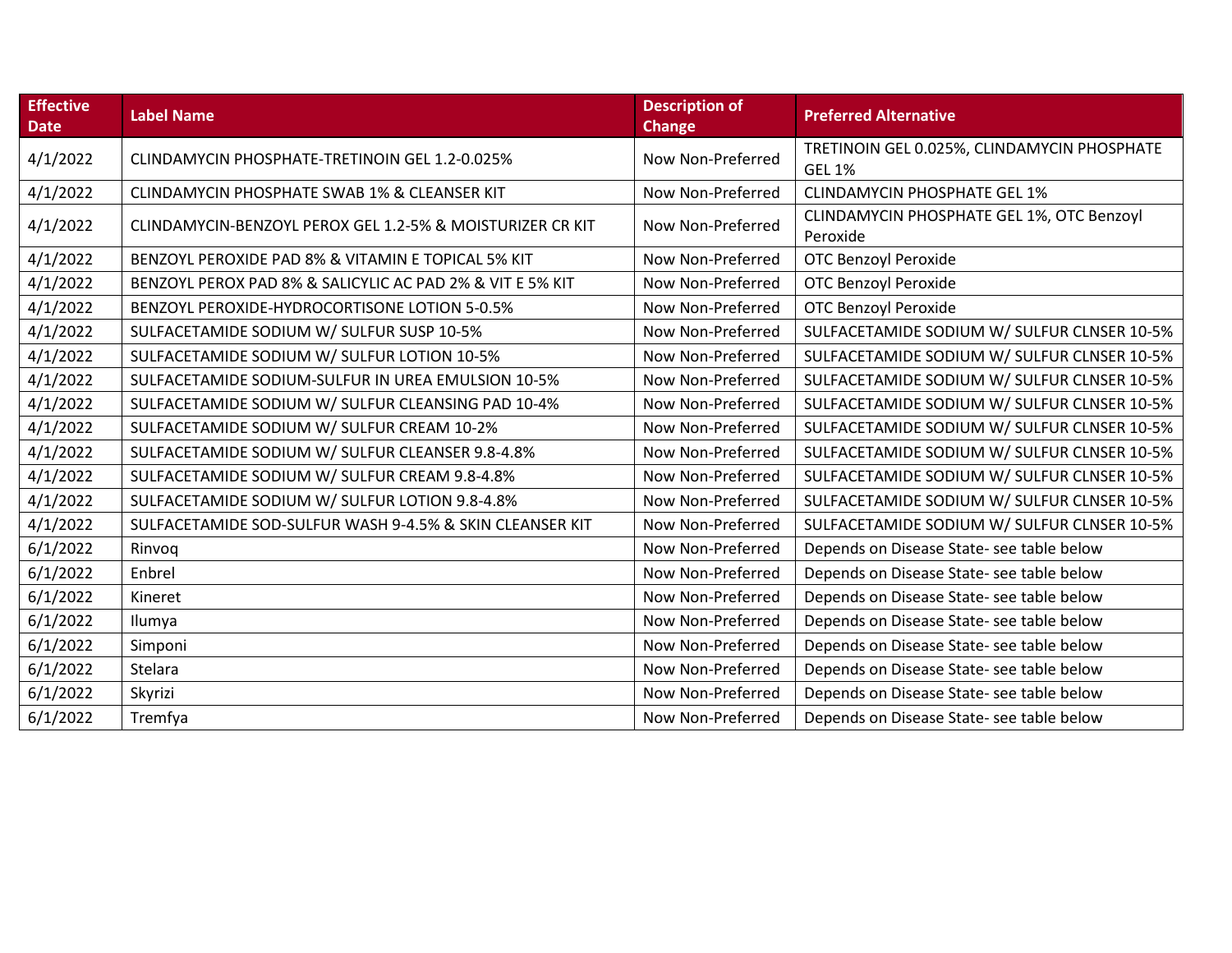| Effective Date | Label Name | Description of Change | Preferred Alternative |
|---|---|---|---|
| 4/1/2022 | CLINDAMYCIN PHOSPHATE-TRETINOIN GEL 1.2-0.025% | Now Non-Preferred | TRETINOIN GEL 0.025%, CLINDAMYCIN PHOSPHATE GEL 1% |
| 4/1/2022 | CLINDAMYCIN PHOSPHATE SWAB 1% & CLEANSER KIT | Now Non-Preferred | CLINDAMYCIN PHOSPHATE GEL 1% |
| 4/1/2022 | CLINDAMYCIN-BENZOYL PEROX GEL 1.2-5% & MOISTURIZER CR KIT | Now Non-Preferred | CLINDAMYCIN PHOSPHATE GEL 1%, OTC Benzoyl Peroxide |
| 4/1/2022 | BENZOYL PEROXIDE PAD 8% & VITAMIN E TOPICAL 5% KIT | Now Non-Preferred | OTC Benzoyl Peroxide |
| 4/1/2022 | BENZOYL PEROX PAD 8% & SALICYLIC AC PAD 2% & VIT E 5% KIT | Now Non-Preferred | OTC Benzoyl Peroxide |
| 4/1/2022 | BENZOYL PEROXIDE-HYDROCORTISONE LOTION 5-0.5% | Now Non-Preferred | OTC Benzoyl Peroxide |
| 4/1/2022 | SULFACETAMIDE SODIUM W/ SULFUR SUSP 10-5% | Now Non-Preferred | SULFACETAMIDE SODIUM W/ SULFUR CLNSER 10-5% |
| 4/1/2022 | SULFACETAMIDE SODIUM W/ SULFUR LOTION 10-5% | Now Non-Preferred | SULFACETAMIDE SODIUM W/ SULFUR CLNSER 10-5% |
| 4/1/2022 | SULFACETAMIDE SODIUM-SULFUR IN UREA EMULSION 10-5% | Now Non-Preferred | SULFACETAMIDE SODIUM W/ SULFUR CLNSER 10-5% |
| 4/1/2022 | SULFACETAMIDE SODIUM W/ SULFUR CLEANSING PAD 10-4% | Now Non-Preferred | SULFACETAMIDE SODIUM W/ SULFUR CLNSER 10-5% |
| 4/1/2022 | SULFACETAMIDE SODIUM W/ SULFUR CREAM 10-2% | Now Non-Preferred | SULFACETAMIDE SODIUM W/ SULFUR CLNSER 10-5% |
| 4/1/2022 | SULFACETAMIDE SODIUM W/ SULFUR CLEANSER 9.8-4.8% | Now Non-Preferred | SULFACETAMIDE SODIUM W/ SULFUR CLNSER 10-5% |
| 4/1/2022 | SULFACETAMIDE SODIUM W/ SULFUR CREAM 9.8-4.8% | Now Non-Preferred | SULFACETAMIDE SODIUM W/ SULFUR CLNSER 10-5% |
| 4/1/2022 | SULFACETAMIDE SODIUM W/ SULFUR LOTION 9.8-4.8% | Now Non-Preferred | SULFACETAMIDE SODIUM W/ SULFUR CLNSER 10-5% |
| 4/1/2022 | SULFACETAMIDE SOD-SULFUR WASH 9-4.5% & SKIN CLEANSER KIT | Now Non-Preferred | SULFACETAMIDE SODIUM W/ SULFUR CLNSER 10-5% |
| 6/1/2022 | Rinvoq | Now Non-Preferred | Depends on Disease State- see table below |
| 6/1/2022 | Enbrel | Now Non-Preferred | Depends on Disease State- see table below |
| 6/1/2022 | Kineret | Now Non-Preferred | Depends on Disease State- see table below |
| 6/1/2022 | Ilumya | Now Non-Preferred | Depends on Disease State- see table below |
| 6/1/2022 | Simponi | Now Non-Preferred | Depends on Disease State- see table below |
| 6/1/2022 | Stelara | Now Non-Preferred | Depends on Disease State- see table below |
| 6/1/2022 | Skyrizi | Now Non-Preferred | Depends on Disease State- see table below |
| 6/1/2022 | Tremfya | Now Non-Preferred | Depends on Disease State- see table below |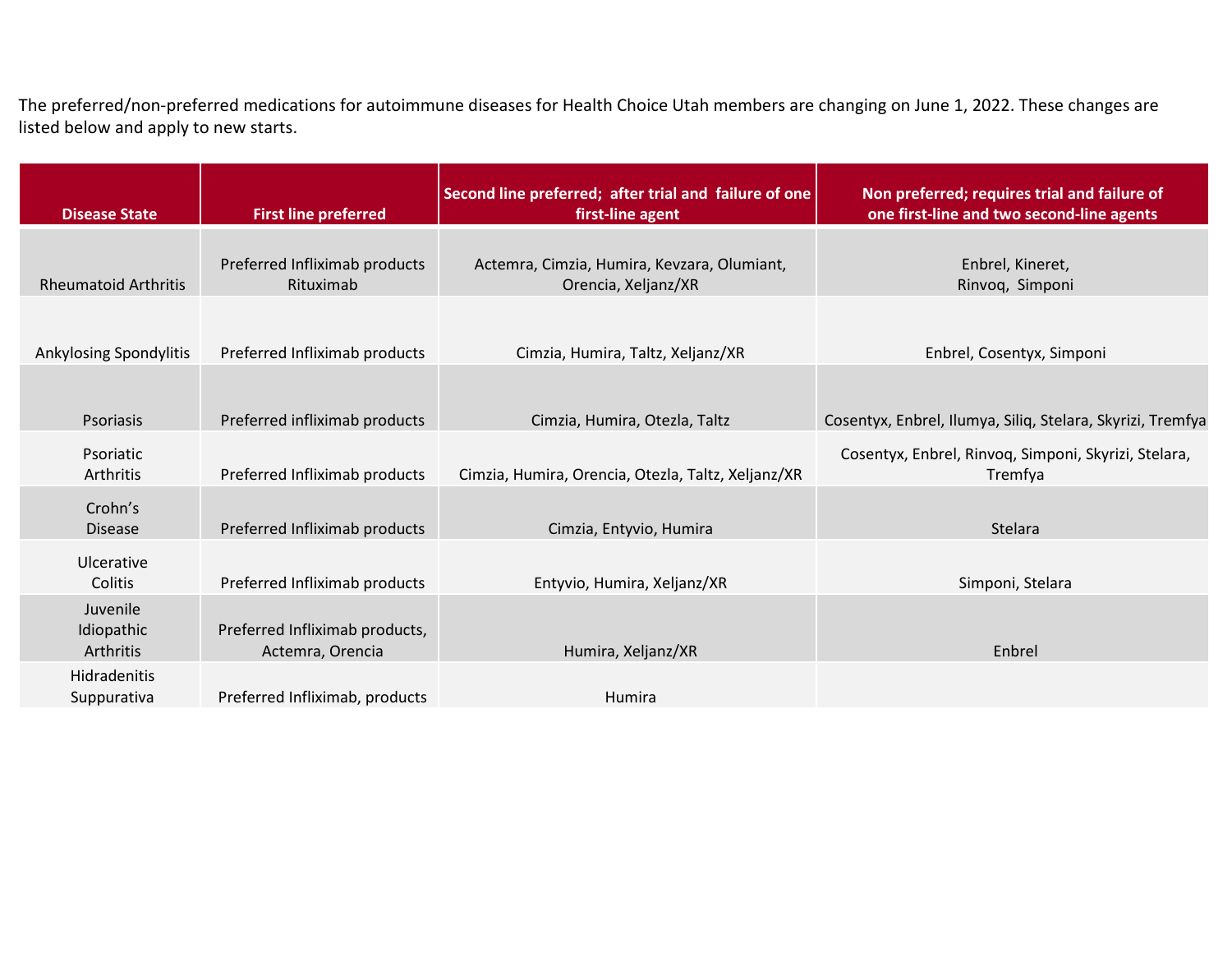The preferred/non-preferred medications for autoimmune diseases for Health Choice Utah members are changing on June 1, 2022. These changes are listed below and apply to new starts.

| Disease State | First line preferred | Second line preferred; after trial and failure of one first-line agent | Non preferred; requires trial and failure of one first-line and two second-line agents |
|---|---|---|---|
| Rheumatoid Arthritis | Preferred Infliximab products Rituximab | Actemra, Cimzia, Humira, Kevzara, Olumiant, Orencia, Xeljanz/XR | Enbrel, Kineret, Rinvoq, Simponi |
| Ankylosing Spondylitis | Preferred Infliximab products | Cimzia, Humira, Taltz, Xeljanz/XR | Enbrel, Cosentyx, Simponi |
| Psoriasis | Preferred infliximab products | Cimzia, Humira, Otezla, Taltz | Cosentyx, Enbrel, Ilumya, Siliq, Stelara, Skyrizi, Tremfya |
| Psoriatic Arthritis | Preferred Infliximab products | Cimzia, Humira, Orencia, Otezla, Taltz, Xeljanz/XR | Cosentyx, Enbrel, Rinvoq, Simponi, Skyrizi, Stelara, Tremfya |
| Crohn's Disease | Preferred Infliximab products | Cimzia, Entyvio, Humira | Stelara |
| Ulcerative Colitis | Preferred Infliximab products | Entyvio, Humira, Xeljanz/XR | Simponi, Stelara |
| Juvenile Idiopathic Arthritis | Preferred Infliximab products, Actemra, Orencia | Humira, Xeljanz/XR | Enbrel |
| Hidradenitis Suppurativa | Preferred Infliximab, products | Humira | |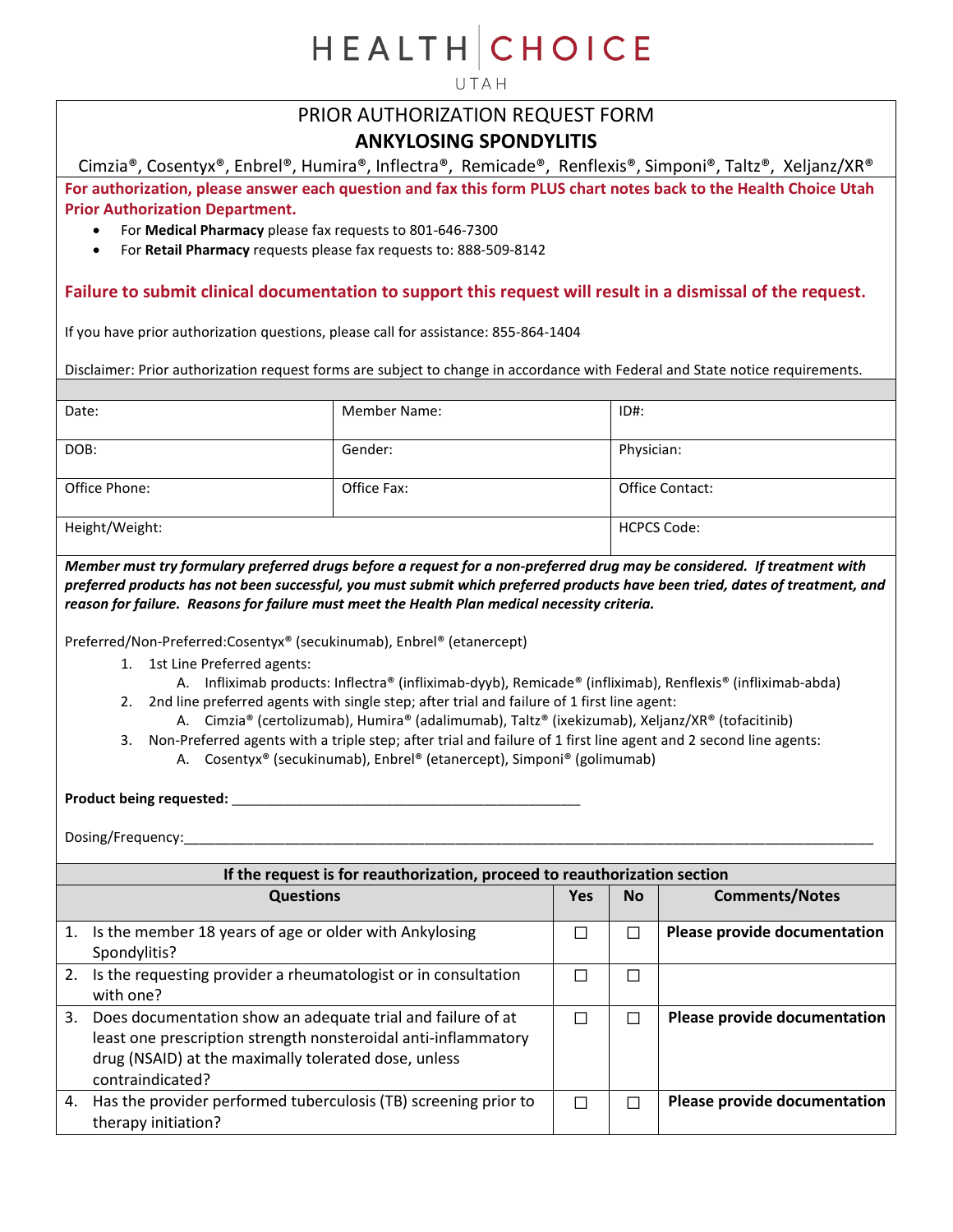# HEALTH CHOICE

UTAH

## PRIOR AUTHORIZATION REQUEST FORM

## ANKYLOSING SPONDYLITIS

Cimzia®, Cosentyx®, Enbrel®, Humira®, Inflectra®, Remicade®, Renflexis®, Simponi®, Taltz®, Xeljanz/XR®

**For authorization, please answer each question and fax this form PLUS chart notes back to the Health Choice Utah Prior Authorization Department.**

- For **Medical Pharmacy** please fax requests to 801-646-7300
- For **Retail Pharmacy** requests please fax requests to: 888-509-8142

**Failure to submit clinical documentation to support this request will result in a dismissal of the request.**

If you have prior authorization questions, please call for assistance: 855-864-1404

Disclaimer: Prior authorization request forms are subject to change in accordance with Federal and State notice requirements.

| Date: | Member Name: | ID#: |
|---|---|---|
| DOB: | Gender: | Physician: |
| Office Phone: | Office Fax: | Office Contact: |
| Height/Weight: | | HCPCS Code: |

***Member must try formulary preferred drugs before a request for a non-preferred drug may be considered. If treatment with preferred products has not been successful, you must submit which preferred products have been tried, dates of treatment, and reason for failure. Reasons for failure must meet the Health Plan medical necessity criteria.***

Preferred/Non-Preferred:Cosentyx® (secukinumab), Enbrel® (etanercept)

1. 1st Line Preferred agents:
   A. Infliximab products: Inflectra® (infliximab-dyyb), Remicade® (infliximab), Renflexis® (infliximab-abda)
2. 2nd line preferred agents with single step; after trial and failure of 1 first line agent:
   A. Cimzia® (certolizumab), Humira® (adalimumab), Taltz® (ixekizumab), Xeljanz/XR® (tofacitinib)
3. Non-Preferred agents with a triple step; after trial and failure of 1 first line agent and 2 second line agents:
   A. Cosentyx® (secukinumab), Enbrel® (etanercept), Simponi® (golimumab)

**Product being requested:** ______________________________________________

Dosing/Frequency:_____________________________________________________________________________________________

**If the request is for reauthorization, proceed to reauthorization section**

| Questions | Yes | No | Comments/Notes |
|---|---|---|---|
| 1. Is the member 18 years of age or older with Ankylosing Spondylitis? | ☐ | ☐ | **Please provide documentation** |
| 2. Is the requesting provider a rheumatologist or in consultation with one? | ☐ | ☐ | |
| 3. Does documentation show an adequate trial and failure of at least one prescription strength nonsteroidal anti-inflammatory drug (NSAID) at the maximally tolerated dose, unless contraindicated? | ☐ | ☐ | **Please provide documentation** |
| 4. Has the provider performed tuberculosis (TB) screening prior to therapy initiation? | ☐ | ☐ | **Please provide documentation** |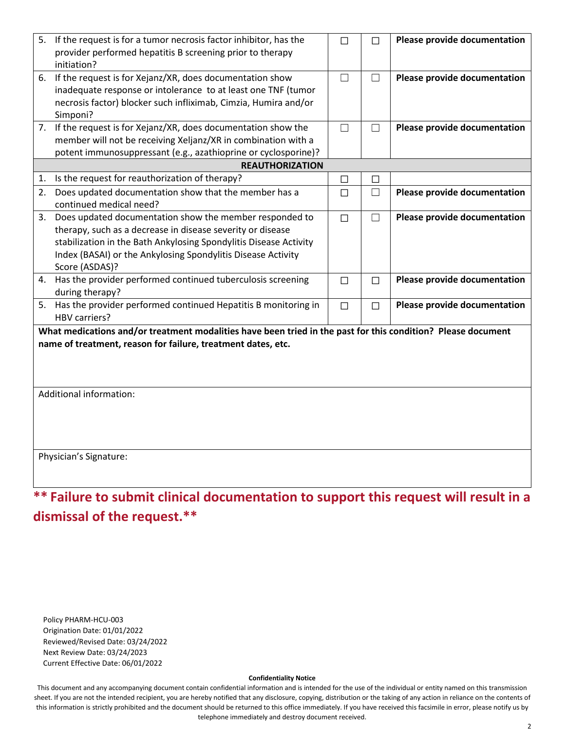| | | | |
|---|---|---|---|
| 5. If the request is for a tumor necrosis factor inhibitor, has the provider performed hepatitis B screening prior to therapy initiation? | ☐ | ☐ | **Please provide documentation** |
| 6. If the request is for Xejanz/XR, does documentation show inadequate response or intolerance to at least one TNF (tumor necrosis factor) blocker such infliximab, Cimzia, Humira and/or Simponi? | ☐ | ☐ | **Please provide documentation** |
| 7. If the request is for Xejanz/XR, does documentation show the member will not be receiving Xeljanz/XR in combination with a potent immunosuppressant (e.g., azathioprine or cyclosporine)? | ☐ | ☐ | **Please provide documentation** |
| **REAUTHORIZATION** | | | |
| 1. Is the request for reauthorization of therapy? | ☐ | ☐ | |
| 2. Does updated documentation show that the member has a continued medical need? | ☐ | ☐ | **Please provide documentation** |
| 3. Does updated documentation show the member responded to therapy, such as a decrease in disease severity or disease stabilization in the Bath Ankylosing Spondylitis Disease Activity Index (BASAI) or the Ankylosing Spondylitis Disease Activity Score (ASDAS)? | ☐ | ☐ | **Please provide documentation** |
| 4. Has the provider performed continued tuberculosis screening during therapy? | ☐ | ☐ | **Please provide documentation** |
| 5. Has the provider performed continued Hepatitis B monitoring in HBV carriers? | ☐ | ☐ | **Please provide documentation** |

**What medications and/or treatment modalities have been tried in the past for this condition? Please document name of treatment, reason for failure, treatment dates, etc.**

Additional information:

Physician's Signature:

## ** Failure to submit clinical documentation to support this request will result in a dismissal of the request.**

Policy PHARM-HCU-003
Origination Date: 01/01/2022
Reviewed/Revised Date: 03/24/2022
Next Review Date: 03/24/2023
Current Effective Date: 06/01/2022

**Confidentiality Notice**

This document and any accompanying document contain confidential information and is intended for the use of the individual or entity named on this transmission sheet. If you are not the intended recipient, you are hereby notified that any disclosure, copying, distribution or the taking of any action in reliance on the contents of this information is strictly prohibited and the document should be returned to this office immediately. If you have received this facsimile in error, please notify us by telephone immediately and destroy document received.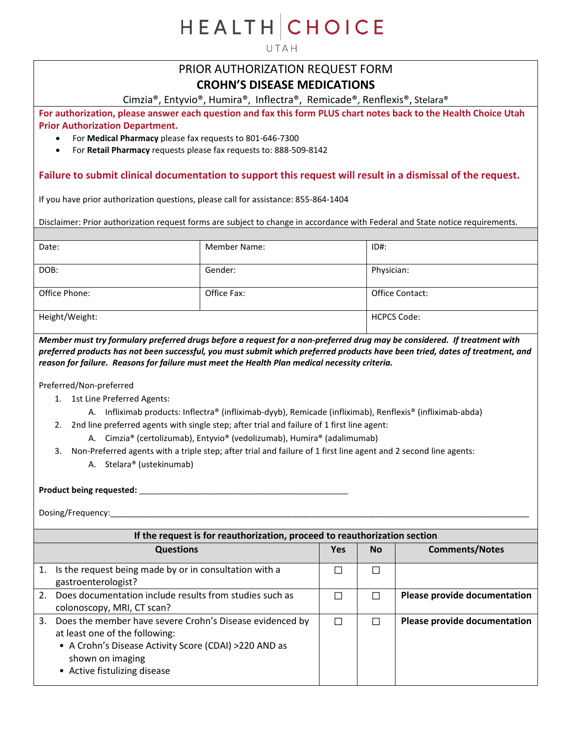# HEALTH CHOICE
UTAH

## PRIOR AUTHORIZATION REQUEST FORM
## CROHN'S DISEASE MEDICATIONS

Cimzia®, Entyvio®, Humira®, Inflectra®, Remicade®, Renflexis®, Stelara®

**For authorization, please answer each question and fax this form PLUS chart notes back to the Health Choice Utah Prior Authorization Department.**

- For **Medical Pharmacy** please fax requests to 801-646-7300
- For **Retail Pharmacy** requests please fax requests to: 888-509-8142

**Failure to submit clinical documentation to support this request will result in a dismissal of the request.**

If you have prior authorization questions, please call for assistance: 855-864-1404

Disclaimer: Prior authorization request forms are subject to change in accordance with Federal and State notice requirements.

| Date: | Member Name: | ID#: |
|---|---|---|
| DOB: | Gender: | Physician: |
| Office Phone: | Office Fax: | Office Contact: |
| Height/Weight: | | HCPCS Code: |

***Member must try formulary preferred drugs before a request for a non-preferred drug may be considered. If treatment with preferred products has not been successful, you must submit which preferred products have been tried, dates of treatment, and reason for failure. Reasons for failure must meet the Health Plan medical necessity criteria.***

Preferred/Non-preferred

1. 1st Line Preferred Agents:
   A. Infliximab products: Inflectra® (infliximab-dyyb), Remicade (infliximab), Renflexis® (infliximab-abda)
2. 2nd line preferred agents with single step; after trial and failure of 1 first line agent:
   A. Cimzia® (certolizumab), Entyvio® (vedolizumab), Humira® (adalimumab)
3. Non-Preferred agents with a triple step; after trial and failure of 1 first line agent and 2 second line agents:
   A. Stelara® (ustekinumab)

**Product being requested:** _______________________________________________

Dosing/Frequency:______________________________________________________________________________________________

| **If the request is for reauthorization, proceed to reauthorization section** | | | |
|---|---|---|---|
| **Questions** | **Yes** | **No** | **Comments/Notes** |
| 1. Is the request being made by or in consultation with a gastroenterologist? | ☐ | ☐ | |
| 2. Does documentation include results from studies such as colonoscopy, MRI, CT scan? | ☐ | ☐ | **Please provide documentation** |
| 3. Does the member have severe Crohn's Disease evidenced by at least one of the following:<br>• A Crohn's Disease Activity Score (CDAI) >220 AND as shown on imaging<br>• Active fistulizing disease | ☐ | ☐ | **Please provide documentation** |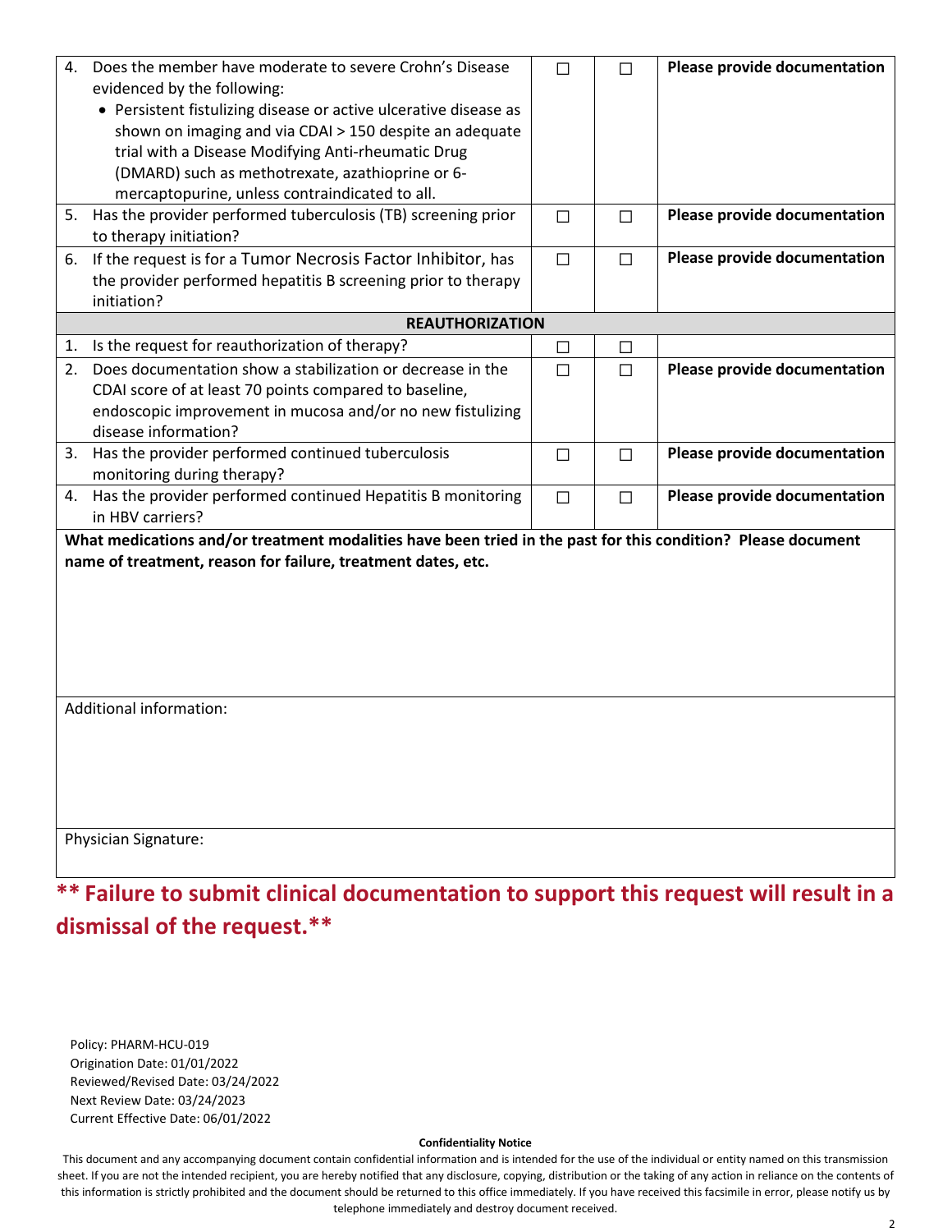| | | | |
|---|---|---|---|
| 4. Does the member have moderate to severe Crohn's Disease evidenced by the following:<br>• Persistent fistulizing disease or active ulcerative disease as shown on imaging and via CDAI > 150 despite an adequate trial with a Disease Modifying Anti-rheumatic Drug (DMARD) such as methotrexate, azathioprine or 6-mercaptopurine, unless contraindicated to all. | ☐ | ☐ | **Please provide documentation** |
| 5. Has the provider performed tuberculosis (TB) screening prior to therapy initiation? | ☐ | ☐ | **Please provide documentation** |
| 6. If the request is for a Tumor Necrosis Factor Inhibitor, has the provider performed hepatitis B screening prior to therapy initiation? | ☐ | ☐ | **Please provide documentation** |
| **REAUTHORIZATION** | | | |
| 1. Is the request for reauthorization of therapy? | ☐ | ☐ | |
| 2. Does documentation show a stabilization or decrease in the CDAI score of at least 70 points compared to baseline, endoscopic improvement in mucosa and/or no new fistulizing disease information? | ☐ | ☐ | **Please provide documentation** |
| 3. Has the provider performed continued tuberculosis monitoring during therapy? | ☐ | ☐ | **Please provide documentation** |
| 4. Has the provider performed continued Hepatitis B monitoring in HBV carriers? | ☐ | ☐ | **Please provide documentation** |

**What medications and/or treatment modalities have been tried in the past for this condition? Please document name of treatment, reason for failure, treatment dates, etc.**

Additional information:

Physician Signature:

**\*\* Failure to submit clinical documentation to support this request will result in a dismissal of the request.\*\***

Policy: PHARM-HCU-019
Origination Date: 01/01/2022
Reviewed/Revised Date: 03/24/2022
Next Review Date: 03/24/2023
Current Effective Date: 06/01/2022

**Confidentiality Notice**

This document and any accompanying document contain confidential information and is intended for the use of the individual or entity named on this transmission sheet. If you are not the intended recipient, you are hereby notified that any disclosure, copying, distribution or the taking of any action in reliance on the contents of this information is strictly prohibited and the document should be returned to this office immediately. If you have received this facsimile in error, please notify us by telephone immediately and destroy document received.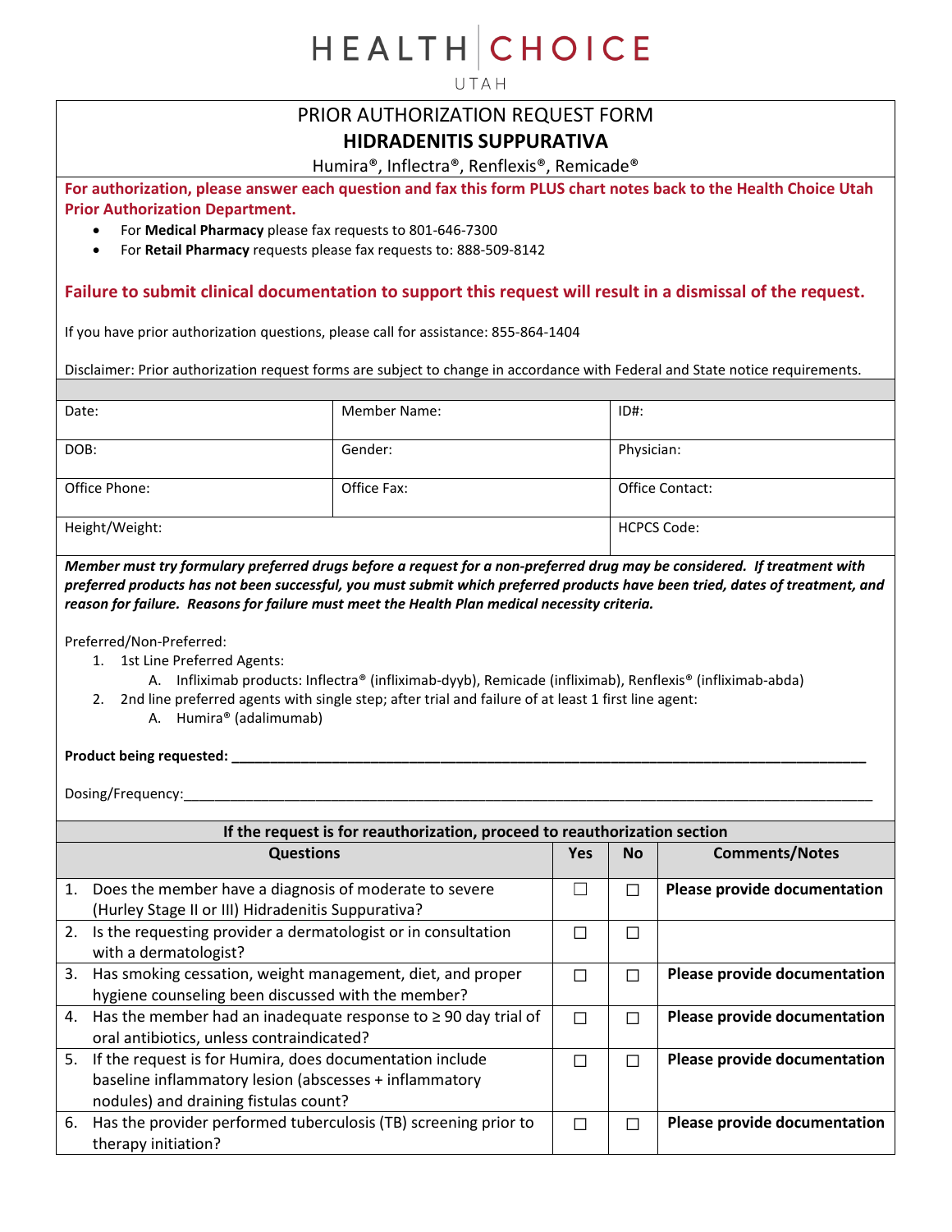# HEALTH CHOICE
UTAH

## PRIOR AUTHORIZATION REQUEST FORM
## HIDRADENITIS SUPPURATIVA

Humira®, Inflectra®, Renflexis®, Remicade®

**For authorization, please answer each question and fax this form PLUS chart notes back to the Health Choice Utah Prior Authorization Department.**

- For **Medical Pharmacy** please fax requests to 801-646-7300
- For **Retail Pharmacy** requests please fax requests to: 888-509-8142

**Failure to submit clinical documentation to support this request will result in a dismissal of the request.**

If you have prior authorization questions, please call for assistance: 855-864-1404

Disclaimer: Prior authorization request forms are subject to change in accordance with Federal and State notice requirements.

| Date: | Member Name: | ID#: |
|---|---|---|
| DOB: | Gender: | Physician: |
| Office Phone: | Office Fax: | Office Contact: |
| Height/Weight: | | HCPCS Code: |

***Member must try formulary preferred drugs before a request for a non-preferred drug may be considered. If treatment with preferred products has not been successful, you must submit which preferred products have been tried, dates of treatment, and reason for failure. Reasons for failure must meet the Health Plan medical necessity criteria.***

Preferred/Non-Preferred:

1. 1st Line Preferred Agents:
   A. Infliximab products: Inflectra® (infliximab-dyyb), Remicade (infliximab), Renflexis® (infliximab-abda)
2. 2nd line preferred agents with single step; after trial and failure of at least 1 first line agent:
   A. Humira® (adalimumab)

**Product being requested:** ____________________

Dosing/Frequency: ____________________

**If the request is for reauthorization, proceed to reauthorization section**

| Questions | Yes | No | Comments/Notes |
|---|---|---|---|
| 1. Does the member have a diagnosis of moderate to severe (Hurley Stage II or III) Hidradenitis Suppurativa? | ☐ | ☐ | **Please provide documentation** |
| 2. Is the requesting provider a dermatologist or in consultation with a dermatologist? | ☐ | ☐ | |
| 3. Has smoking cessation, weight management, diet, and proper hygiene counseling been discussed with the member? | ☐ | ☐ | **Please provide documentation** |
| 4. Has the member had an inadequate response to ≥ 90 day trial of oral antibiotics, unless contraindicated? | ☐ | ☐ | **Please provide documentation** |
| 5. If the request is for Humira, does documentation include baseline inflammatory lesion (abscesses + inflammatory nodules) and draining fistulas count? | ☐ | ☐ | **Please provide documentation** |
| 6. Has the provider performed tuberculosis (TB) screening prior to therapy initiation? | ☐ | ☐ | **Please provide documentation** |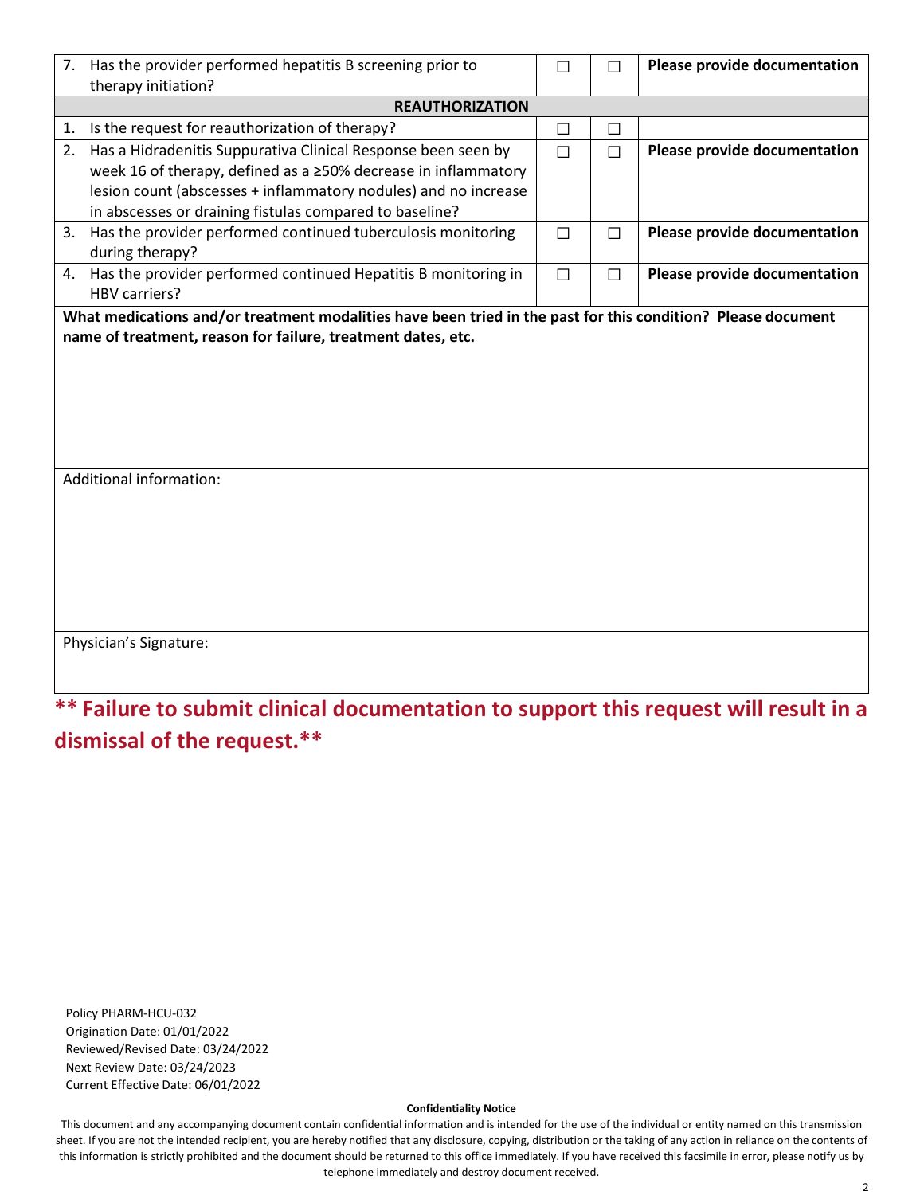| | | | |
|---|---|---|---|
| 7. Has the provider performed hepatitis B screening prior to therapy initiation? | ☐ | ☐ | **Please provide documentation** |
| **REAUTHORIZATION** | | | |
| 1. Is the request for reauthorization of therapy? | ☐ | ☐ | |
| 2. Has a Hidradenitis Suppurativa Clinical Response been seen by week 16 of therapy, defined as a ≥50% decrease in inflammatory lesion count (abscesses + inflammatory nodules) and no increase in abscesses or draining fistulas compared to baseline? | ☐ | ☐ | **Please provide documentation** |
| 3. Has the provider performed continued tuberculosis monitoring during therapy? | ☐ | ☐ | **Please provide documentation** |
| 4. Has the provider performed continued Hepatitis B monitoring in HBV carriers? | ☐ | ☐ | **Please provide documentation** |

**What medications and/or treatment modalities have been tried in the past for this condition? Please document name of treatment, reason for failure, treatment dates, etc.**

Additional information:

Physician's Signature:

**\*\* Failure to submit clinical documentation to support this request will result in a dismissal of the request.\*\***

Policy PHARM-HCU-032
Origination Date: 01/01/2022
Reviewed/Revised Date: 03/24/2022
Next Review Date: 03/24/2023
Current Effective Date: 06/01/2022

**Confidentiality Notice**

This document and any accompanying document contain confidential information and is intended for the use of the individual or entity named on this transmission sheet. If you are not the intended recipient, you are hereby notified that any disclosure, copying, distribution or the taking of any action in reliance on the contents of this information is strictly prohibited and the document should be returned to this office immediately. If you have received this facsimile in error, please notify us by telephone immediately and destroy document received.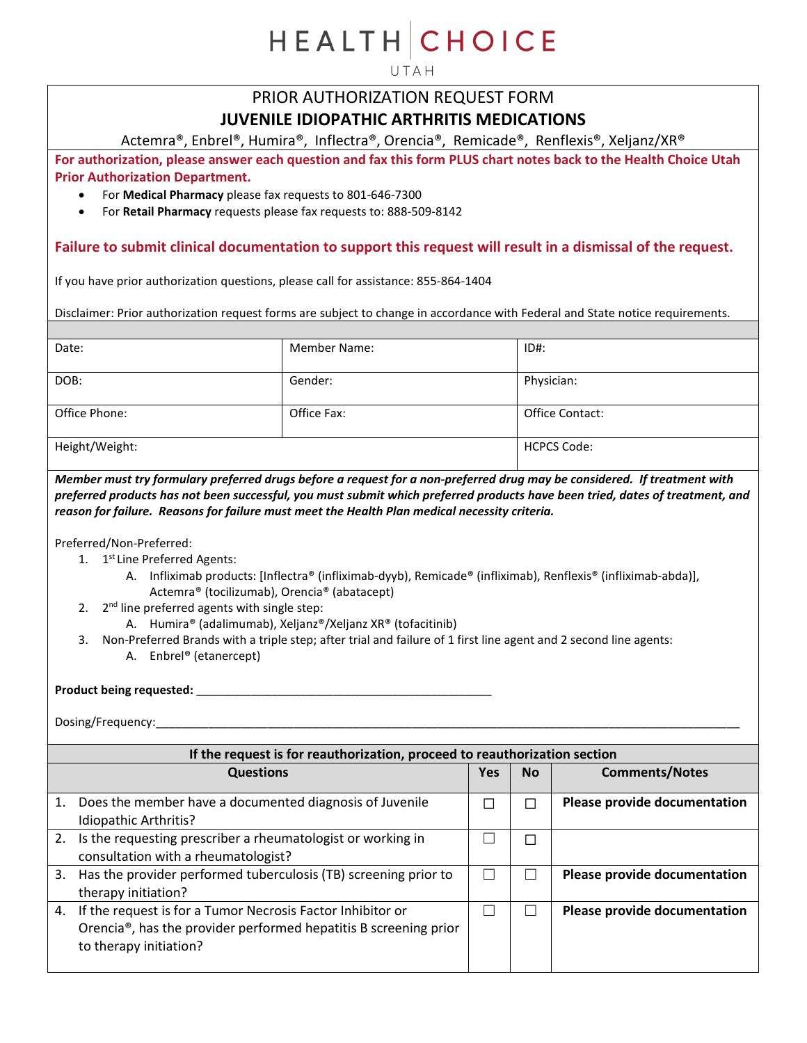# HEALTH CHOICE

UTAH

## PRIOR AUTHORIZATION REQUEST FORM

## JUVENILE IDIOPATHIC ARTHRITIS MEDICATIONS

Actemra®, Enbrel®, Humira®, Inflectra®, Orencia®, Remicade®, Renflexis®, Xeljanz/XR®

**For authorization, please answer each question and fax this form PLUS chart notes back to the Health Choice Utah Prior Authorization Department.**

- For **Medical Pharmacy** please fax requests to 801-646-7300
- For **Retail Pharmacy** requests please fax requests to: 888-509-8142

**Failure to submit clinical documentation to support this request will result in a dismissal of the request.**

If you have prior authorization questions, please call for assistance: 855-864-1404

Disclaimer: Prior authorization request forms are subject to change in accordance with Federal and State notice requirements.

| Date: | Member Name: | ID#: |
|---|---|---|
| DOB: | Gender: | Physician: |
| Office Phone: | Office Fax: | Office Contact: |
| Height/Weight: | | HCPCS Code: |

***Member must try formulary preferred drugs before a request for a non-preferred drug may be considered. If treatment with preferred products has not been successful, you must submit which preferred products have been tried, dates of treatment, and reason for failure. Reasons for failure must meet the Health Plan medical necessity criteria.***

Preferred/Non-Preferred:

1. 1st Line Preferred Agents:
   A. Infliximab products: [Inflectra® (infliximab-dyyb), Remicade® (infliximab), Renflexis® (infliximab-abda)], Actemra® (tocilizumab), Orencia® (abatacept)
2. 2nd line preferred agents with single step:
   A. Humira® (adalimumab), Xeljanz®/Xeljanz XR® (tofacitinib)
3. Non-Preferred Brands with a triple step; after trial and failure of 1 first line agent and 2 second line agents:
   A. Enbrel® (etanercept)

**Product being requested:** ______________________________________________

Dosing/Frequency: ____________________________________________________________________________________________

| **If the request is for reauthorization, proceed to reauthorization section** | | | |
|---|---|---|---|
| **Questions** | **Yes** | **No** | **Comments/Notes** |
| 1. Does the member have a documented diagnosis of Juvenile Idiopathic Arthritis? | ☐ | ☐ | **Please provide documentation** |
| 2. Is the requesting prescriber a rheumatologist or working in consultation with a rheumatologist? | ☐ | ☐ | |
| 3. Has the provider performed tuberculosis (TB) screening prior to therapy initiation? | ☐ | ☐ | **Please provide documentation** |
| 4. If the request is for a Tumor Necrosis Factor Inhibitor or Orencia®, has the provider performed hepatitis B screening prior to therapy initiation? | ☐ | ☐ | **Please provide documentation** |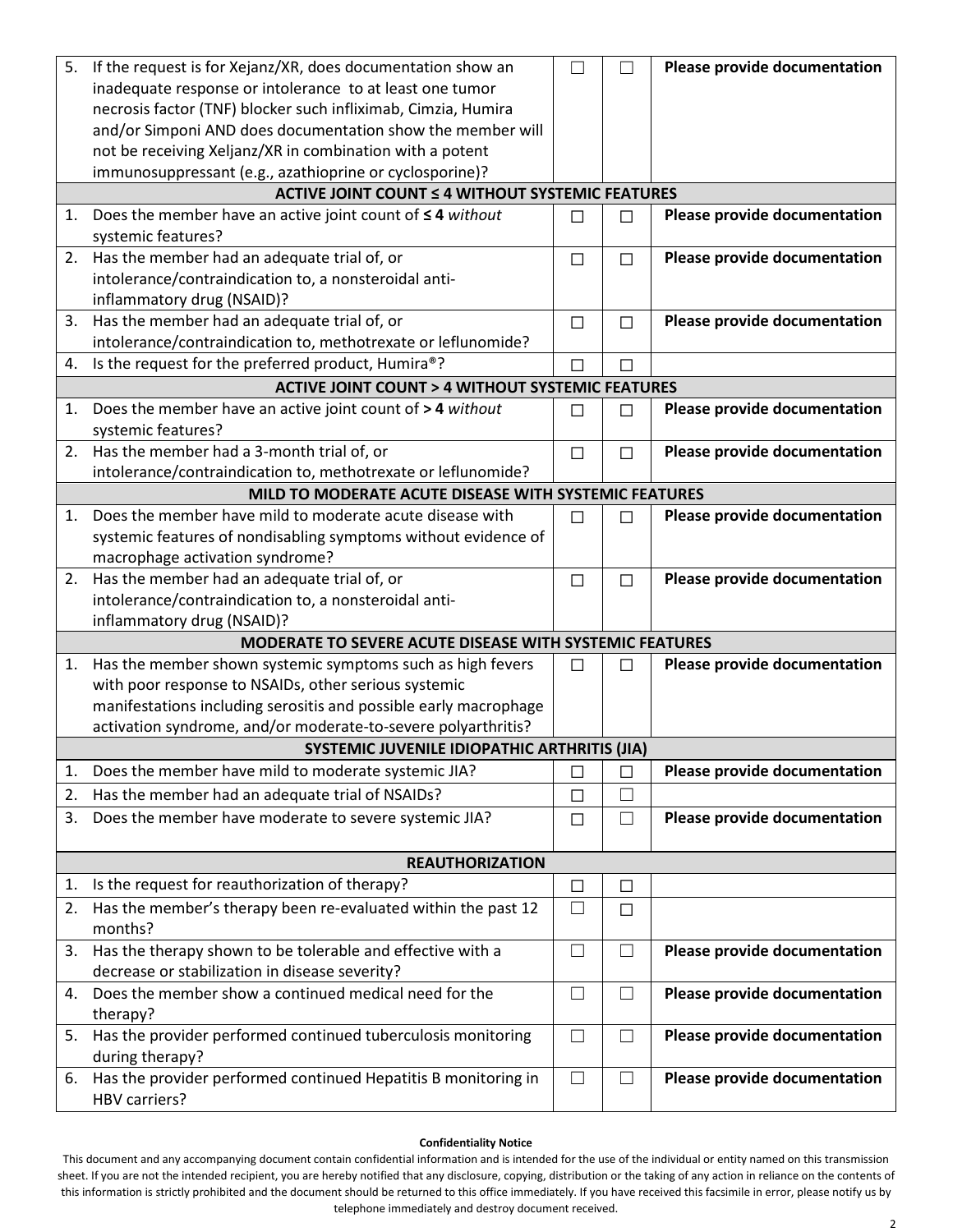| | | | |
|---|---|---|---|
| 5. If the request is for Xejanz/XR, does documentation show an inadequate response or intolerance to at least one tumor necrosis factor (TNF) blocker such infliximab, Cimzia, Humira and/or Simponi AND does documentation show the member will not be receiving Xeljanz/XR in combination with a potent immunosuppressant (e.g., azathioprine or cyclosporine)? | ☐ | ☐ | **Please provide documentation** |
| **ACTIVE JOINT COUNT ≤ 4 WITHOUT SYSTEMIC FEATURES** | | | |
| 1. Does the member have an active joint count of **≤ 4** *without* systemic features? | ☐ | ☐ | **Please provide documentation** |
| 2. Has the member had an adequate trial of, or intolerance/contraindication to, a nonsteroidal anti-inflammatory drug (NSAID)? | ☐ | ☐ | **Please provide documentation** |
| 3. Has the member had an adequate trial of, or intolerance/contraindication to, methotrexate or leflunomide? | ☐ | ☐ | **Please provide documentation** |
| 4. Is the request for the preferred product, Humira®? | ☐ | ☐ | |
| **ACTIVE JOINT COUNT > 4 WITHOUT SYSTEMIC FEATURES** | | | |
| 1. Does the member have an active joint count of **> 4** *without* systemic features? | ☐ | ☐ | **Please provide documentation** |
| 2. Has the member had a 3-month trial of, or intolerance/contraindication to, methotrexate or leflunomide? | ☐ | ☐ | **Please provide documentation** |
| **MILD TO MODERATE ACUTE DISEASE WITH SYSTEMIC FEATURES** | | | |
| 1. Does the member have mild to moderate acute disease with systemic features of nondisabling symptoms without evidence of macrophage activation syndrome? | ☐ | ☐ | **Please provide documentation** |
| 2. Has the member had an adequate trial of, or intolerance/contraindication to, a nonsteroidal anti-inflammatory drug (NSAID)? | ☐ | ☐ | **Please provide documentation** |
| **MODERATE TO SEVERE ACUTE DISEASE WITH SYSTEMIC FEATURES** | | | |
| 1. Has the member shown systemic symptoms such as high fevers with poor response to NSAIDs, other serious systemic manifestations including serositis and possible early macrophage activation syndrome, and/or moderate-to-severe polyarthritis? | ☐ | ☐ | **Please provide documentation** |
| **SYSTEMIC JUVENILE IDIOPATHIC ARTHRITIS (JIA)** | | | |
| 1. Does the member have mild to moderate systemic JIA? | ☐ | ☐ | **Please provide documentation** |
| 2. Has the member had an adequate trial of NSAIDs? | ☐ | ☐ | |
| 3. Does the member have moderate to severe systemic JIA? | ☐ | ☐ | **Please provide documentation** |
| **REAUTHORIZATION** | | | |
| 1. Is the request for reauthorization of therapy? | ☐ | ☐ | |
| 2. Has the member's therapy been re-evaluated within the past 12 months? | ☐ | ☐ | |
| 3. Has the therapy shown to be tolerable and effective with a decrease or stabilization in disease severity? | ☐ | ☐ | **Please provide documentation** |
| 4. Does the member show a continued medical need for the therapy? | ☐ | ☐ | **Please provide documentation** |
| 5. Has the provider performed continued tuberculosis monitoring during therapy? | ☐ | ☐ | **Please provide documentation** |
| 6. Has the provider performed continued Hepatitis B monitoring in HBV carriers? | ☐ | ☐ | **Please provide documentation** |

**Confidentiality Notice**

This document and any accompanying document contain confidential information and is intended for the use of the individual or entity named on this transmission sheet. If you are not the intended recipient, you are hereby notified that any disclosure, copying, distribution or the taking of any action in reliance on the contents of this information is strictly prohibited and the document should be returned to this office immediately. If you have received this facsimile in error, please notify us by telephone immediately and destroy document received.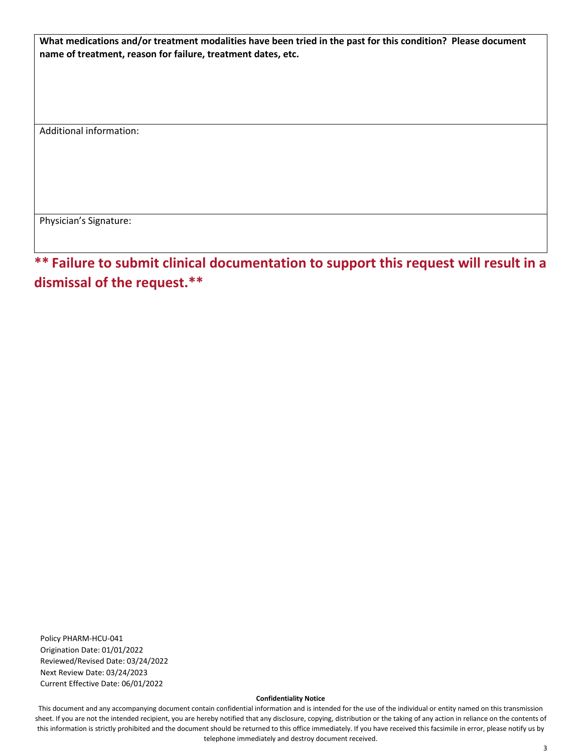| **What medications and/or treatment modalities have been tried in the past for this condition? Please document name of treatment, reason for failure, treatment dates, etc.** |
| --- |
| Additional information: |
| Physician's Signature: |

**** Failure to submit clinical documentation to support this request will result in a dismissal of the request.****

Policy PHARM-HCU-041
Origination Date: 01/01/2022
Reviewed/Revised Date: 03/24/2022
Next Review Date: 03/24/2023
Current Effective Date: 06/01/2022

**Confidentiality Notice**

This document and any accompanying document contain confidential information and is intended for the use of the individual or entity named on this transmission sheet. If you are not the intended recipient, you are hereby notified that any disclosure, copying, distribution or the taking of any action in reliance on the contents of this information is strictly prohibited and the document should be returned to this office immediately. If you have received this facsimile in error, please notify us by telephone immediately and destroy document received.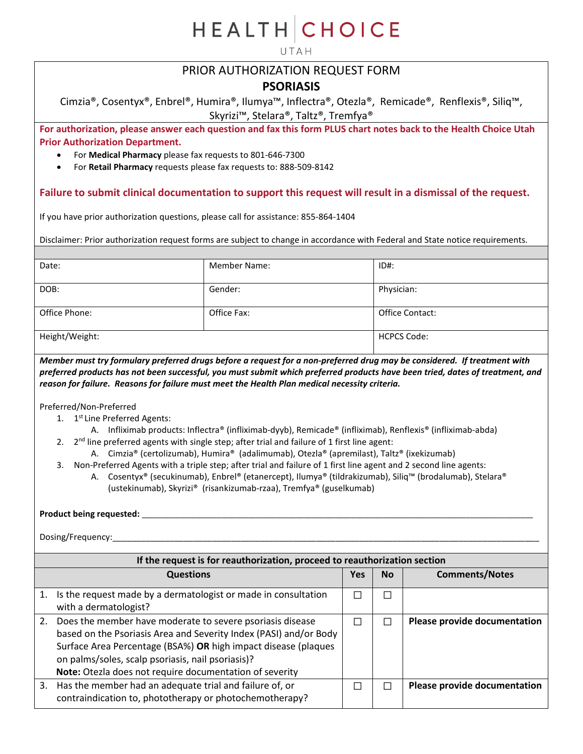# HEALTH | CHOICE
UTAH

## PRIOR AUTHORIZATION REQUEST FORM
## PSORIASIS

Cimzia®, Cosentyx®, Enbrel®, Humira®, Ilumya™, Inflectra®, Otezla®, Remicade®, Renflexis®, Siliq™, Skyrizi™, Stelara®, Taltz®, Tremfya®

**For authorization, please answer each question and fax this form PLUS chart notes back to the Health Choice Utah Prior Authorization Department.**

- For **Medical Pharmacy** please fax requests to 801-646-7300
- For **Retail Pharmacy** requests please fax requests to: 888-509-8142

**Failure to submit clinical documentation to support this request will result in a dismissal of the request.**

If you have prior authorization questions, please call for assistance: 855-864-1404

Disclaimer: Prior authorization request forms are subject to change in accordance with Federal and State notice requirements.

| | | |
|---|---|---|
| Date: | Member Name: | ID#: |
| DOB: | Gender: | Physician: |
| Office Phone: | Office Fax: | Office Contact: |
| Height/Weight: | | HCPCS Code: |

***Member must try formulary preferred drugs before a request for a non-preferred drug may be considered. If treatment with preferred products has not been successful, you must submit which preferred products have been tried, dates of treatment, and reason for failure. Reasons for failure must meet the Health Plan medical necessity criteria.***

Preferred/Non-Preferred

1. 1st Line Preferred Agents:
   A. Infliximab products: Inflectra® (infliximab-dyyb), Remicade® (infliximab), Renflexis® (infliximab-abda)
2. 2nd line preferred agents with single step; after trial and failure of 1 first line agent:
   A. Cimzia® (certolizumab), Humira® (adalimumab), Otezla® (apremilast), Taltz® (ixekizumab)
3. Non-Preferred Agents with a triple step; after trial and failure of 1 first line agent and 2 second line agents:
   A. Cosentyx® (secukinumab), Enbrel® (etanercept), Ilumya® (tildrakizumab), Siliq™ (brodalumab), Stelara® (ustekinumab), Skyrizi® (risankizumab-rzaa), Tremfya® (guselkumab)

**Product being requested:** ____________________________________________

Dosing/Frequency:____________________________________________

**If the request is for reauthorization, proceed to reauthorization section**

| Questions | Yes | No | Comments/Notes |
|---|---|---|---|
| 1. Is the request made by a dermatologist or made in consultation with a dermatologist? | ☐ | ☐ | |
| 2. Does the member have moderate to severe psoriasis disease based on the Psoriasis Area and Severity Index (PASI) and/or Body Surface Area Percentage (BSA%) **OR** high impact disease (plaques on palms/soles, scalp psoriasis, nail psoriasis)? **Note:** Otezla does not require documentation of severity | ☐ | ☐ | **Please provide documentation** |
| 3. Has the member had an adequate trial and failure of, or contraindication to, phototherapy or photochemotherapy? | ☐ | ☐ | **Please provide documentation** |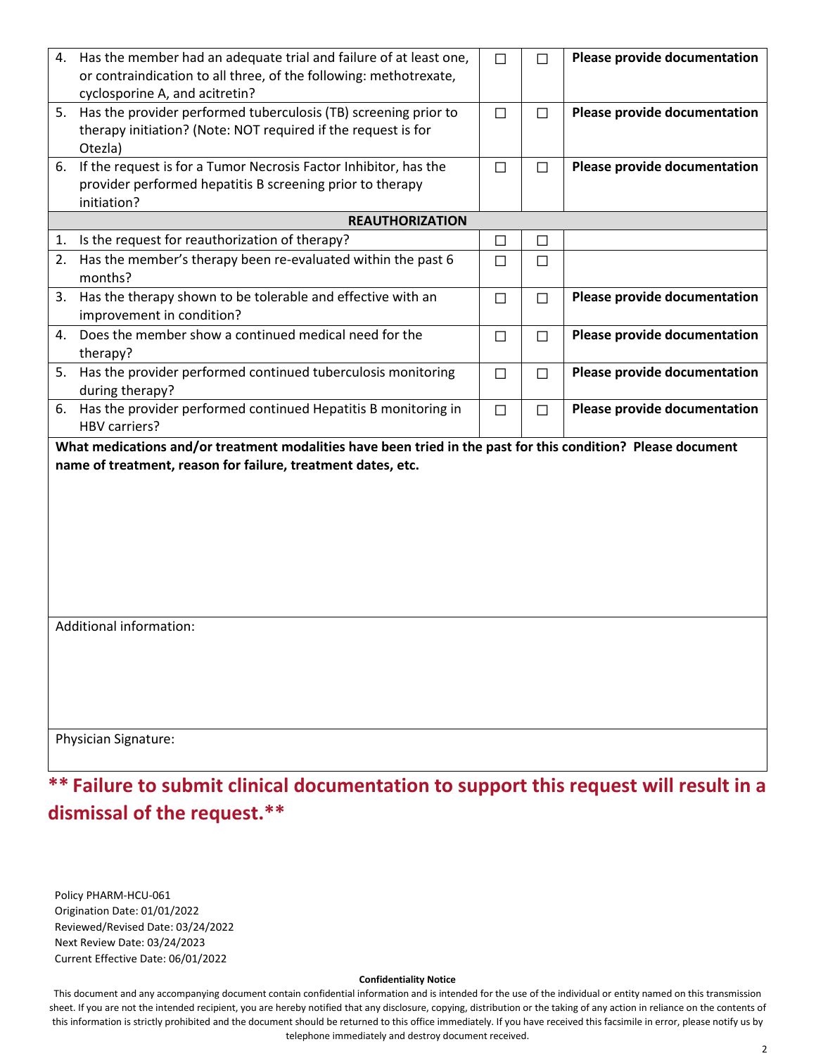| | | | |
|---|---|---|---|
| 4. Has the member had an adequate trial and failure of at least one, or contraindication to all three, of the following: methotrexate, cyclosporine A, and acitretin? | ☐ | ☐ | **Please provide documentation** |
| 5. Has the provider performed tuberculosis (TB) screening prior to therapy initiation? (Note: NOT required if the request is for Otezla) | ☐ | ☐ | **Please provide documentation** |
| 6. If the request is for a Tumor Necrosis Factor Inhibitor, has the provider performed hepatitis B screening prior to therapy initiation? | ☐ | ☐ | **Please provide documentation** |
| **REAUTHORIZATION** | | | |
| 1. Is the request for reauthorization of therapy? | ☐ | ☐ | |
| 2. Has the member's therapy been re-evaluated within the past 6 months? | ☐ | ☐ | |
| 3. Has the therapy shown to be tolerable and effective with an improvement in condition? | ☐ | ☐ | **Please provide documentation** |
| 4. Does the member show a continued medical need for the therapy? | ☐ | ☐ | **Please provide documentation** |
| 5. Has the provider performed continued tuberculosis monitoring during therapy? | ☐ | ☐ | **Please provide documentation** |
| 6. Has the provider performed continued Hepatitis B monitoring in HBV carriers? | ☐ | ☐ | **Please provide documentation** |

**What medications and/or treatment modalities have been tried in the past for this condition? Please document name of treatment, reason for failure, treatment dates, etc.**

Additional information:

Physician Signature:

**\*\* Failure to submit clinical documentation to support this request will result in a dismissal of the request.\*\***

Policy PHARM-HCU-061
Origination Date: 01/01/2022
Reviewed/Revised Date: 03/24/2022
Next Review Date: 03/24/2023
Current Effective Date: 06/01/2022

**Confidentiality Notice**

This document and any accompanying document contain confidential information and is intended for the use of the individual or entity named on this transmission sheet. If you are not the intended recipient, you are hereby notified that any disclosure, copying, distribution or the taking of any action in reliance on the contents of this information is strictly prohibited and the document should be returned to this office immediately. If you have received this facsimile in error, please notify us by telephone immediately and destroy document received.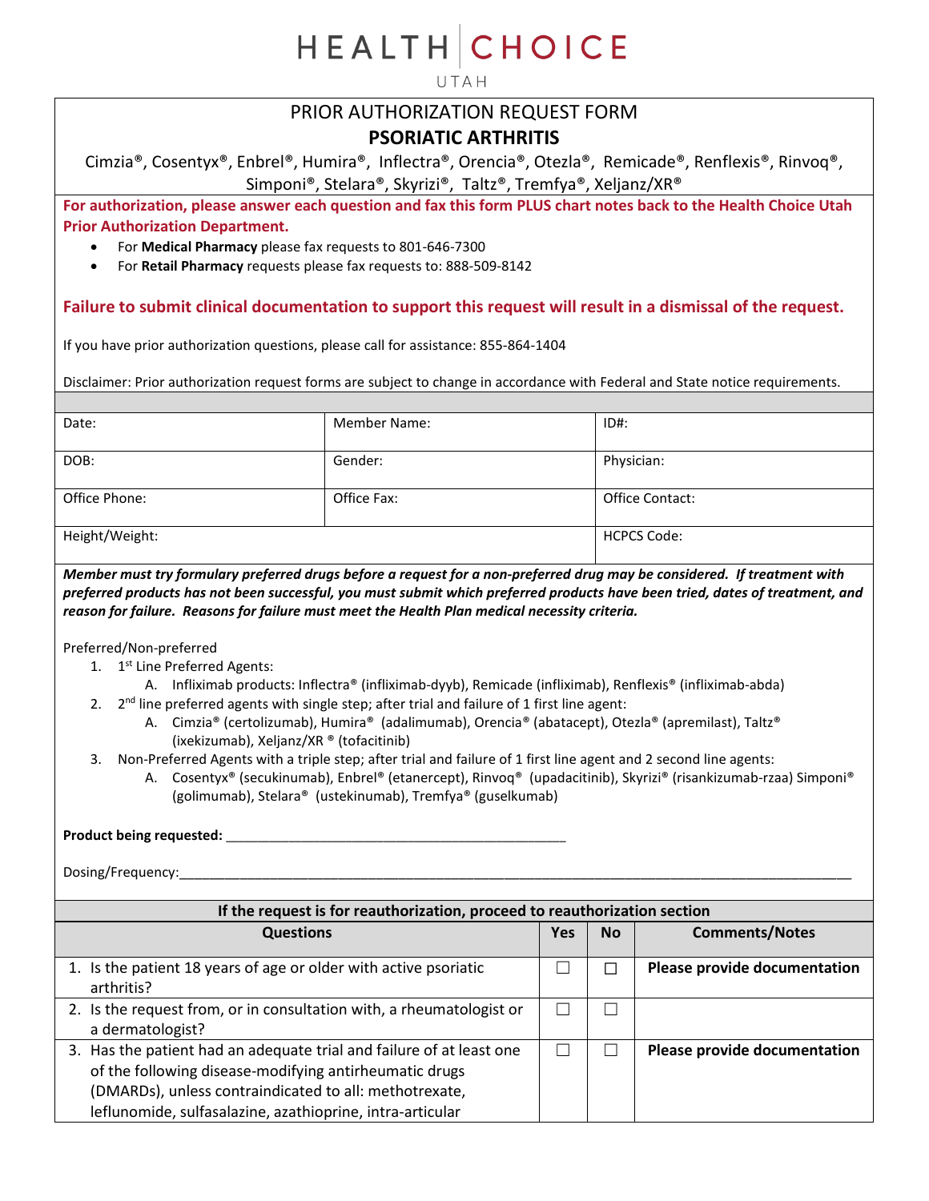# HEALTH CHOICE

UTAH

## PRIOR AUTHORIZATION REQUEST FORM

## PSORIATIC ARTHRITIS

Cimzia®, Cosentyx®, Enbrel®, Humira®, Inflectra®, Orencia®, Otezla®, Remicade®, Renflexis®, Rinvoq®, Simponi®, Stelara®, Skyrizi®, Taltz®, Tremfya®, Xeljanz/XR®

**For authorization, please answer each question and fax this form PLUS chart notes back to the Health Choice Utah Prior Authorization Department.**

- For **Medical Pharmacy** please fax requests to 801-646-7300
- For **Retail Pharmacy** requests please fax requests to: 888-509-8142

**Failure to submit clinical documentation to support this request will result in a dismissal of the request.**

If you have prior authorization questions, please call for assistance: 855-864-1404

Disclaimer: Prior authorization request forms are subject to change in accordance with Federal and State notice requirements.

| Date: | Member Name: | ID#: |
|---|---|---|
| DOB: | Gender: | Physician: |
| Office Phone: | Office Fax: | Office Contact: |
| Height/Weight: | | HCPCS Code: |

***Member must try formulary preferred drugs before a request for a non-preferred drug may be considered. If treatment with preferred products has not been successful, you must submit which preferred products have been tried, dates of treatment, and reason for failure. Reasons for failure must meet the Health Plan medical necessity criteria.***

Preferred/Non-preferred

1. 1st Line Preferred Agents:
   A. Infliximab products: Inflectra® (infliximab-dyyb), Remicade (infliximab), Renflexis® (infliximab-abda)
2. 2nd line preferred agents with single step; after trial and failure of 1 first line agent:
   A. Cimzia® (certolizumab), Humira® (adalimumab), Orencia® (abatacept), Otezla® (apremilast), Taltz® (ixekizumab), Xeljanz/XR ® (tofacitinib)
3. Non-Preferred Agents with a triple step; after trial and failure of 1 first line agent and 2 second line agents:
   A. Cosentyx® (secukinumab), Enbrel® (etanercept), Rinvoq® (upadacitinib), Skyrizi® (risankizumab-rzaa) Simponi® (golimumab), Stelara® (ustekinumab), Tremfya® (guselkumab)

**Product being requested:** ______________________________________________

Dosing/Frequency:_____________________________________________________________________________________________

**If the request is for reauthorization, proceed to reauthorization section**

| Questions | Yes | No | Comments/Notes |
|---|---|---|---|
| 1. Is the patient 18 years of age or older with active psoriatic arthritis? | ☐ | ☐ | **Please provide documentation** |
| 2. Is the request from, or in consultation with, a rheumatologist or a dermatologist? | ☐ | ☐ | |
| 3. Has the patient had an adequate trial and failure of at least one of the following disease-modifying antirheumatic drugs (DMARDs), unless contraindicated to all: methotrexate, leflunomide, sulfasalazine, azathioprine, intra-articular | ☐ | ☐ | **Please provide documentation** |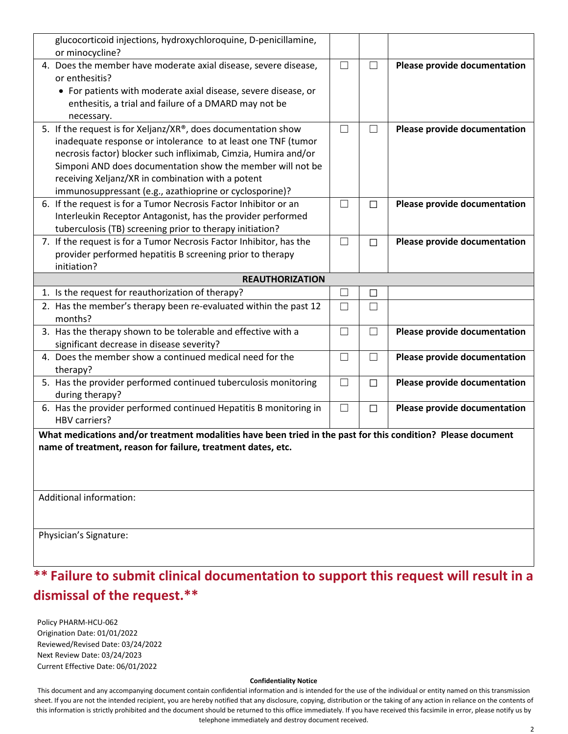| | | | |
|---|---|---|---|
| glucocorticoid injections, hydroxychloroquine, D-penicillamine, or minocycline? | ☐ | ☐ | |
| 4. Does the member have moderate axial disease, severe disease, or enthesitis?<br>• For patients with moderate axial disease, severe disease, or enthesitis, a trial and failure of a DMARD may not be necessary. | ☐ | ☐ | **Please provide documentation** |
| 5. If the request is for Xeljanz/XR®, does documentation show inadequate response or intolerance to at least one TNF (tumor necrosis factor) blocker such infliximab, Cimzia, Humira and/or Simponi AND does documentation show the member will not be receiving Xeljanz/XR in combination with a potent immunosuppressant (e.g., azathioprine or cyclosporine)? | ☐ | ☐ | **Please provide documentation** |
| 6. If the request is for a Tumor Necrosis Factor Inhibitor or an Interleukin Receptor Antagonist, has the provider performed tuberculosis (TB) screening prior to therapy initiation? | ☐ | ☐ | **Please provide documentation** |
| 7. If the request is for a Tumor Necrosis Factor Inhibitor, has the provider performed hepatitis B screening prior to therapy initiation? | ☐ | ☐ | **Please provide documentation** |
| **REAUTHORIZATION** | | | |
| 1. Is the request for reauthorization of therapy? | ☐ | ☐ | |
| 2. Has the member's therapy been re-evaluated within the past 12 months? | ☐ | ☐ | |
| 3. Has the therapy shown to be tolerable and effective with a significant decrease in disease severity? | ☐ | ☐ | **Please provide documentation** |
| 4. Does the member show a continued medical need for the therapy? | ☐ | ☐ | **Please provide documentation** |
| 5. Has the provider performed continued tuberculosis monitoring during therapy? | ☐ | ☐ | **Please provide documentation** |
| 6. Has the provider performed continued Hepatitis B monitoring in HBV carriers? | ☐ | ☐ | **Please provide documentation** |

**What medications and/or treatment modalities have been tried in the past for this condition? Please document name of treatment, reason for failure, treatment dates, etc.**

Additional information:

Physician's Signature:

## ** Failure to submit clinical documentation to support this request will result in a dismissal of the request.**

Policy PHARM-HCU-062
Origination Date: 01/01/2022
Reviewed/Revised Date: 03/24/2022
Next Review Date: 03/24/2023
Current Effective Date: 06/01/2022

**Confidentiality Notice**

This document and any accompanying document contain confidential information and is intended for the use of the individual or entity named on this transmission sheet. If you are not the intended recipient, you are hereby notified that any disclosure, copying, distribution or the taking of any action in reliance on the contents of this information is strictly prohibited and the document should be returned to this office immediately. If you have received this facsimile in error, please notify us by telephone immediately and destroy document received.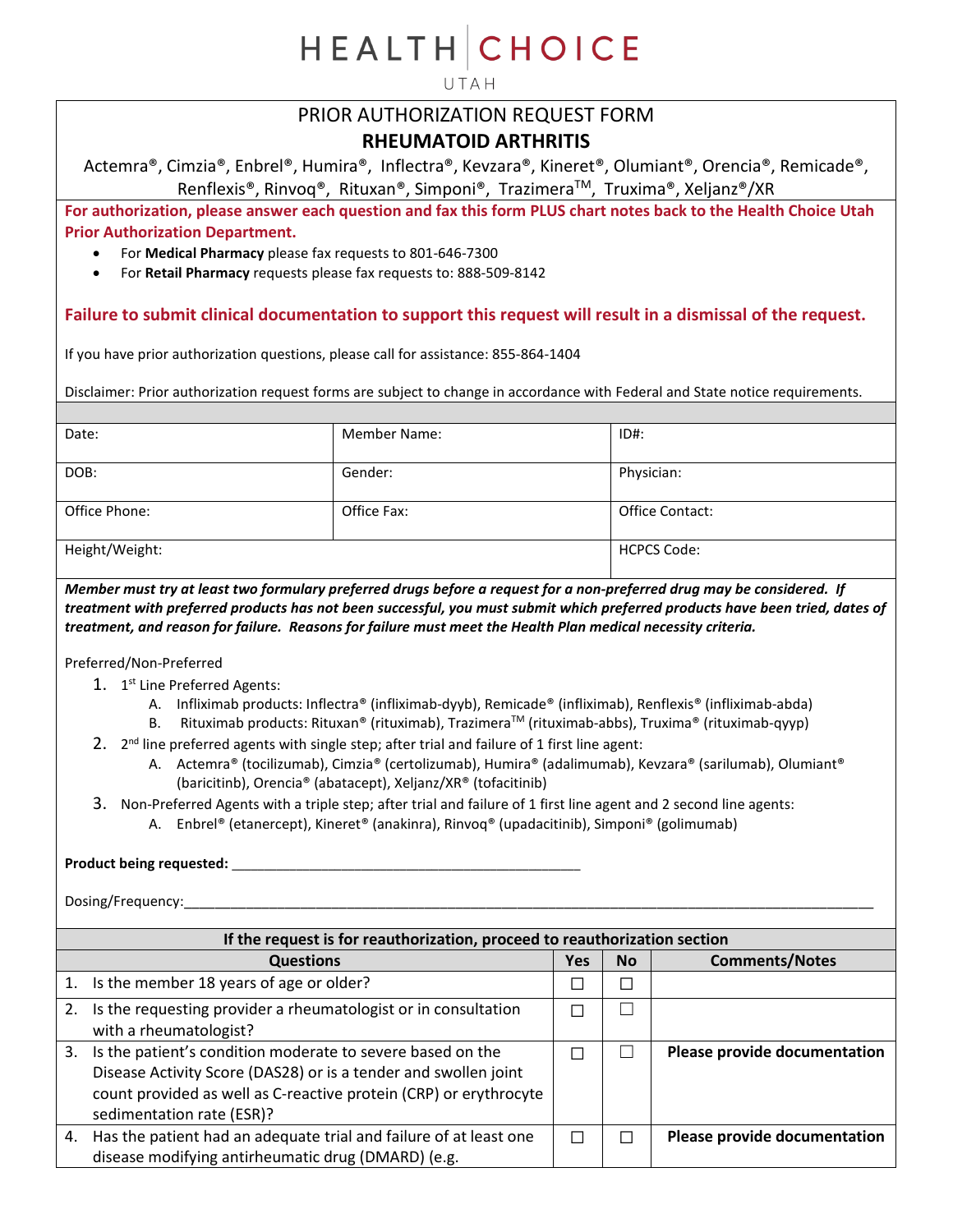# HEALTH CHOICE UTAH

## PRIOR AUTHORIZATION REQUEST FORM

## RHEUMATOID ARTHRITIS

Actemra®, Cimzia®, Enbrel®, Humira®, Inflectra®, Kevzara®, Kineret®, Olumiant®, Orencia®, Remicade®, Renflexis®, Rinvoq®, Rituxan®, Simponi®, Trazimera™, Truxima®, Xeljanz®/XR

**For authorization, please answer each question and fax this form PLUS chart notes back to the Health Choice Utah Prior Authorization Department.**

- For **Medical Pharmacy** please fax requests to 801-646-7300
- For **Retail Pharmacy** requests please fax requests to: 888-509-8142

**Failure to submit clinical documentation to support this request will result in a dismissal of the request.**

If you have prior authorization questions, please call for assistance: 855-864-1404

Disclaimer: Prior authorization request forms are subject to change in accordance with Federal and State notice requirements.

| Date: | Member Name: | ID#: |
|---|---|---|
| DOB: | Gender: | Physician: |
| Office Phone: | Office Fax: | Office Contact: |
| Height/Weight: | | HCPCS Code: |

***Member must try at least two formulary preferred drugs before a request for a non-preferred drug may be considered. If treatment with preferred products has not been successful, you must submit which preferred products have been tried, dates of treatment, and reason for failure. Reasons for failure must meet the Health Plan medical necessity criteria.***

Preferred/Non-Preferred

1. 1st Line Preferred Agents:
   - A. Infliximab products: Inflectra® (infliximab-dyyb), Remicade® (infliximab), Renflexis® (infliximab-abda)
   - B. Rituximab products: Rituxan® (rituximab), Trazimera™ (rituximab-abbs), Truxima® (rituximab-qyyp)
2. 2nd line preferred agents with single step; after trial and failure of 1 first line agent:
   - A. Actemra® (tocilizumab), Cimzia® (certolizumab), Humira® (adalimumab), Kevzara® (sarilumab), Olumiant® (baricitinb), Orencia® (abatacept), Xeljanz/XR® (tofacitinib)
3. Non-Preferred Agents with a triple step; after trial and failure of 1 first line agent and 2 second line agents:
   - A. Enbrel® (etanercept), Kineret® (anakinra), Rinvoq® (upadacitinib), Simponi® (golimumab)

**Product being requested:** ______________________________________________

Dosing/Frequency:______________________________________________________________________________________________

| **If the request is for reauthorization, proceed to reauthorization section** | | | |
|---|---|---|---|
| **Questions** | **Yes** | **No** | **Comments/Notes** |
| 1. Is the member 18 years of age or older? | ☐ | ☐ | |
| 2. Is the requesting provider a rheumatologist or in consultation with a rheumatologist? | ☐ | ☐ | |
| 3. Is the patient's condition moderate to severe based on the Disease Activity Score (DAS28) or is a tender and swollen joint count provided as well as C-reactive protein (CRP) or erythrocyte sedimentation rate (ESR)? | ☐ | ☐ | **Please provide documentation** |
| 4. Has the patient had an adequate trial and failure of at least one disease modifying antirheumatic drug (DMARD) (e.g. | ☐ | ☐ | **Please provide documentation** |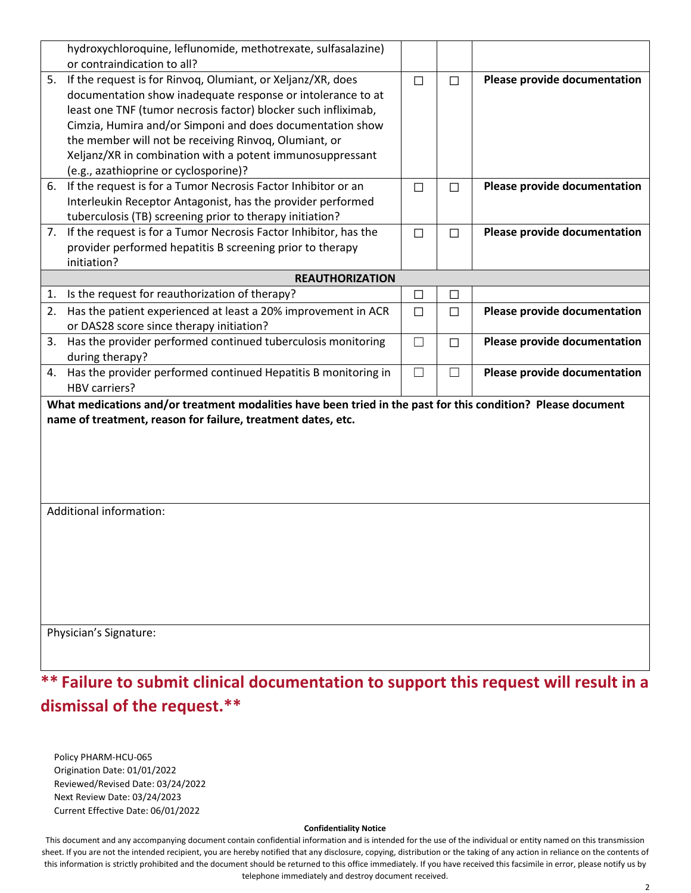| | | | |
|---|---|---|---|
| hydroxychloroquine, leflunomide, methotrexate, sulfasalazine) or contraindication to all? | | | |
| 5. If the request is for Rinvoq, Olumiant, or Xeljanz/XR, does documentation show inadequate response or intolerance to at least one TNF (tumor necrosis factor) blocker such infliximab, Cimzia, Humira and/or Simponi and does documentation show the member will not be receiving Rinvoq, Olumiant, or Xeljanz/XR in combination with a potent immunosuppressant (e.g., azathioprine or cyclosporine)? | ☐ | ☐ | **Please provide documentation** |
| 6. If the request is for a Tumor Necrosis Factor Inhibitor or an Interleukin Receptor Antagonist, has the provider performed tuberculosis (TB) screening prior to therapy initiation? | ☐ | ☐ | **Please provide documentation** |
| 7. If the request is for a Tumor Necrosis Factor Inhibitor, has the provider performed hepatitis B screening prior to therapy initiation? | ☐ | ☐ | **Please provide documentation** |
| **REAUTHORIZATION** | | | |
| 1. Is the request for reauthorization of therapy? | ☐ | ☐ | |
| 2. Has the patient experienced at least a 20% improvement in ACR or DAS28 score since therapy initiation? | ☐ | ☐ | **Please provide documentation** |
| 3. Has the provider performed continued tuberculosis monitoring during therapy? | ☐ | ☐ | **Please provide documentation** |
| 4. Has the provider performed continued Hepatitis B monitoring in HBV carriers? | ☐ | ☐ | **Please provide documentation** |

**What medications and/or treatment modalities have been tried in the past for this condition? Please document name of treatment, reason for failure, treatment dates, etc.**

Additional information:

Physician's Signature:

**\*\* Failure to submit clinical documentation to support this request will result in a dismissal of the request.\*\***

Policy PHARM-HCU-065
Origination Date: 01/01/2022
Reviewed/Revised Date: 03/24/2022
Next Review Date: 03/24/2023
Current Effective Date: 06/01/2022

**Confidentiality Notice**

This document and any accompanying document contain confidential information and is intended for the use of the individual or entity named on this transmission sheet. If you are not the intended recipient, you are hereby notified that any disclosure, copying, distribution or the taking of any action in reliance on the contents of this information is strictly prohibited and the document should be returned to this office immediately. If you have received this facsimile in error, please notify us by telephone immediately and destroy document received.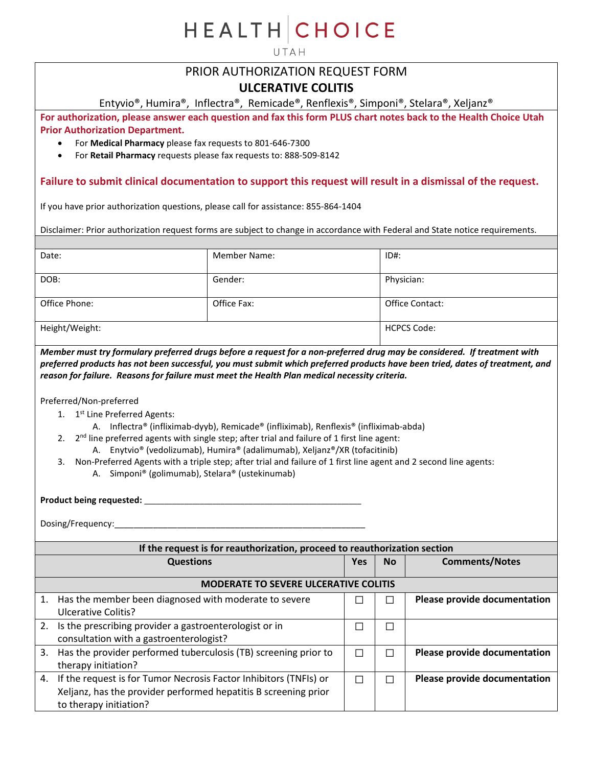# HEALTH CHOICE

UTAH

## PRIOR AUTHORIZATION REQUEST FORM

## ULCERATIVE COLITIS

Entyvio®, Humira®, Inflectra®, Remicade®, Renflexis®, Simponi®, Stelara®, Xeljanz®

**For authorization, please answer each question and fax this form PLUS chart notes back to the Health Choice Utah Prior Authorization Department.**

- For **Medical Pharmacy** please fax requests to 801-646-7300
- For **Retail Pharmacy** requests please fax requests to: 888-509-8142

**Failure to submit clinical documentation to support this request will result in a dismissal of the request.**

If you have prior authorization questions, please call for assistance: 855-864-1404

Disclaimer: Prior authorization request forms are subject to change in accordance with Federal and State notice requirements.

| Date: | Member Name: | ID#: |
|---|---|---|
| DOB: | Gender: | Physician: |
| Office Phone: | Office Fax: | Office Contact: |
| Height/Weight: | | HCPCS Code: |

***Member must try formulary preferred drugs before a request for a non-preferred drug may be considered. If treatment with preferred products has not been successful, you must submit which preferred products have been tried, dates of treatment, and reason for failure. Reasons for failure must meet the Health Plan medical necessity criteria.***

Preferred/Non-preferred

1. 1st Line Preferred Agents:
   A. Inflectra® (infliximab-dyyb), Remicade® (infliximab), Renflexis® (infliximab-abda)
2. 2nd line preferred agents with single step; after trial and failure of 1 first line agent:
   A. Enytvio® (vedolizumab), Humira® (adalimumab), Xeljanz®/XR (tofacitinib)
3. Non-Preferred Agents with a triple step; after trial and failure of 1 first line agent and 2 second line agents:
   A. Simponi® (golimumab), Stelara® (ustekinumab)

**Product being requested:** _______________________________________________

Dosing/Frequency:_______________________________________________________

**If the request is for reauthorization, proceed to reauthorization section**

| Questions | Yes | No | Comments/Notes |
|---|---|---|---|
| **MODERATE TO SEVERE ULCERATIVE COLITIS** | | | |
| 1. Has the member been diagnosed with moderate to severe Ulcerative Colitis? | ☐ | ☐ | **Please provide documentation** |
| 2. Is the prescribing provider a gastroenterologist or in consultation with a gastroenterologist? | ☐ | ☐ | |
| 3. Has the provider performed tuberculosis (TB) screening prior to therapy initiation? | ☐ | ☐ | **Please provide documentation** |
| 4. If the request is for Tumor Necrosis Factor Inhibitors (TNFIs) or Xeljanz, has the provider performed hepatitis B screening prior to therapy initiation? | ☐ | ☐ | **Please provide documentation** |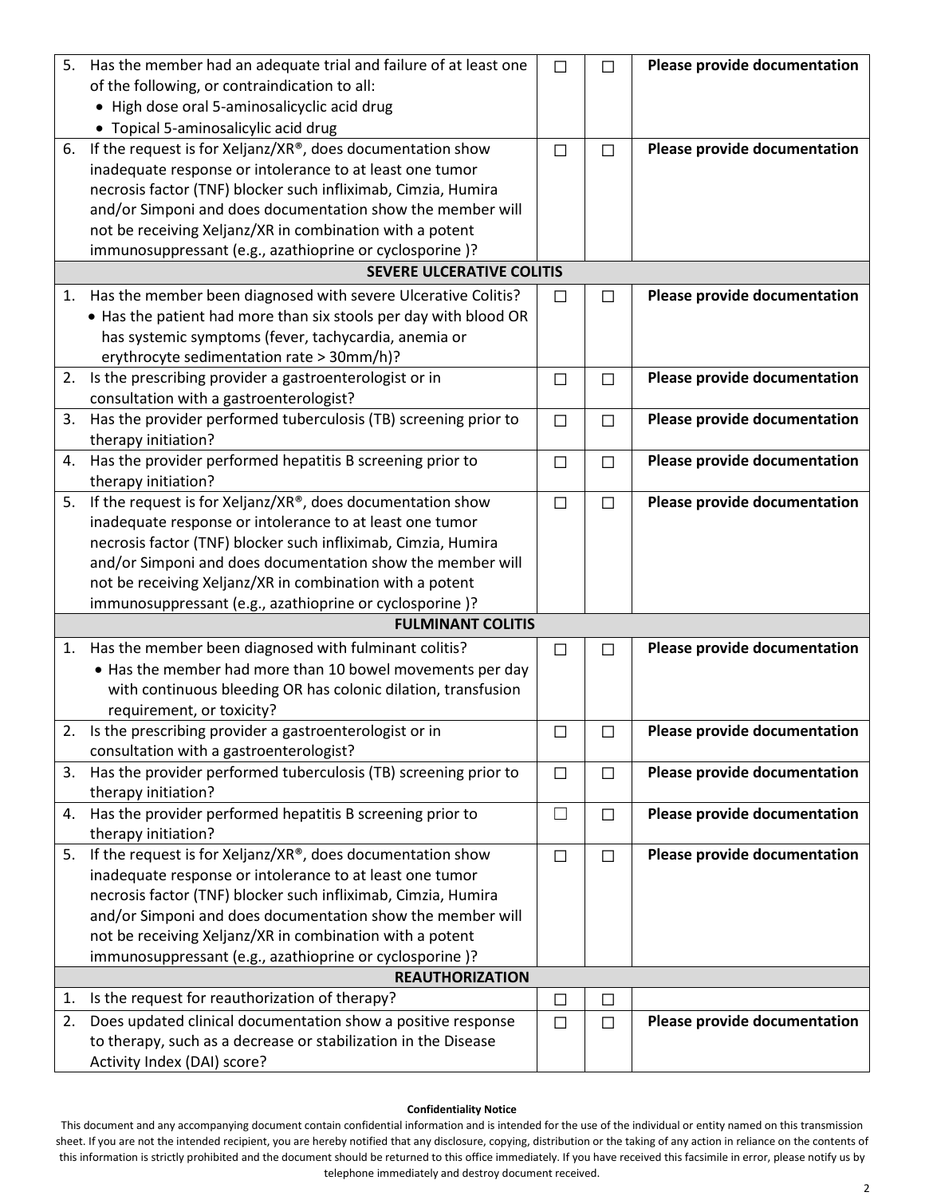| | | | |
|---|---|---|---|
| 5. Has the member had an adequate trial and failure of at least one of the following, or contraindication to all:<br>• High dose oral 5-aminosalicyclic acid drug<br>• Topical 5-aminosalicylic acid drug | ☐ | ☐ | **Please provide documentation** |
| 6. If the request is for Xeljanz/XR®, does documentation show inadequate response or intolerance to at least one tumor necrosis factor (TNF) blocker such infliximab, Cimzia, Humira and/or Simponi and does documentation show the member will not be receiving Xeljanz/XR in combination with a potent immunosuppressant (e.g., azathioprine or cyclosporine )? | ☐ | ☐ | **Please provide documentation** |
| **SEVERE ULCERATIVE COLITIS** | | | |
| 1. Has the member been diagnosed with severe Ulcerative Colitis?<br>• Has the patient had more than six stools per day with blood OR has systemic symptoms (fever, tachycardia, anemia or erythrocyte sedimentation rate > 30mm/h)? | ☐ | ☐ | **Please provide documentation** |
| 2. Is the prescribing provider a gastroenterologist or in consultation with a gastroenterologist? | ☐ | ☐ | **Please provide documentation** |
| 3. Has the provider performed tuberculosis (TB) screening prior to therapy initiation? | ☐ | ☐ | **Please provide documentation** |
| 4. Has the provider performed hepatitis B screening prior to therapy initiation? | ☐ | ☐ | **Please provide documentation** |
| 5. If the request is for Xeljanz/XR®, does documentation show inadequate response or intolerance to at least one tumor necrosis factor (TNF) blocker such infliximab, Cimzia, Humira and/or Simponi and does documentation show the member will not be receiving Xeljanz/XR in combination with a potent immunosuppressant (e.g., azathioprine or cyclosporine )? | ☐ | ☐ | **Please provide documentation** |
| **FULMINANT COLITIS** | | | |
| 1. Has the member been diagnosed with fulminant colitis?<br>• Has the member had more than 10 bowel movements per day with continuous bleeding OR has colonic dilation, transfusion requirement, or toxicity? | ☐ | ☐ | **Please provide documentation** |
| 2. Is the prescribing provider a gastroenterologist or in consultation with a gastroenterologist? | ☐ | ☐ | **Please provide documentation** |
| 3. Has the provider performed tuberculosis (TB) screening prior to therapy initiation? | ☐ | ☐ | **Please provide documentation** |
| 4. Has the provider performed hepatitis B screening prior to therapy initiation? | ☐ | ☐ | **Please provide documentation** |
| 5. If the request is for Xeljanz/XR®, does documentation show inadequate response or intolerance to at least one tumor necrosis factor (TNF) blocker such infliximab, Cimzia, Humira and/or Simponi and does documentation show the member will not be receiving Xeljanz/XR in combination with a potent immunosuppressant (e.g., azathioprine or cyclosporine )? | ☐ | ☐ | **Please provide documentation** |
| **REAUTHORIZATION** | | | |
| 1. Is the request for reauthorization of therapy? | ☐ | ☐ | |
| 2. Does updated clinical documentation show a positive response to therapy, such as a decrease or stabilization in the Disease Activity Index (DAI) score? | ☐ | ☐ | **Please provide documentation** |

**Confidentiality Notice**

This document and any accompanying document contain confidential information and is intended for the use of the individual or entity named on this transmission sheet. If you are not the intended recipient, you are hereby notified that any disclosure, copying, distribution or the taking of any action in reliance on the contents of this information is strictly prohibited and the document should be returned to this office immediately. If you have received this facsimile in error, please notify us by telephone immediately and destroy document received.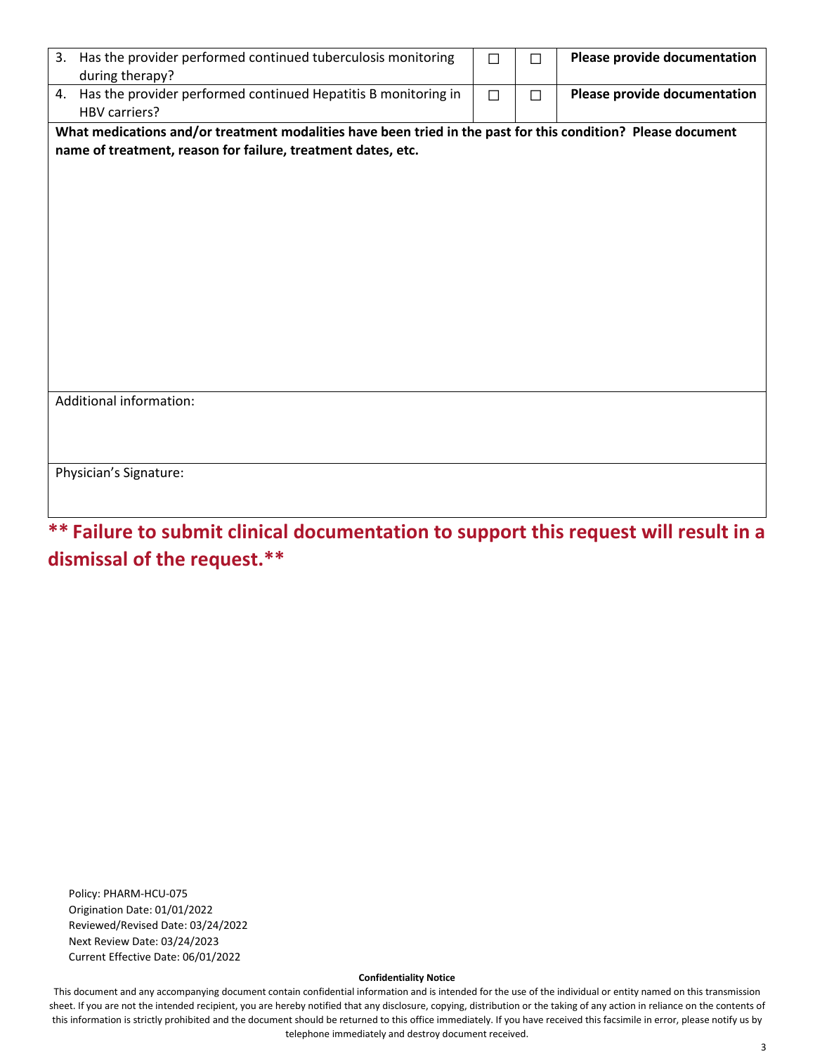| | | | |
|---|---|---|---|
| 3. Has the provider performed continued tuberculosis monitoring during therapy? | ☐ | ☐ | **Please provide documentation** |
| 4. Has the provider performed continued Hepatitis B monitoring in HBV carriers? | ☐ | ☐ | **Please provide documentation** |
| **What medications and/or treatment modalities have been tried in the past for this condition? Please document name of treatment, reason for failure, treatment dates, etc.** | | | |
| Additional information: | | | |
| Physician's Signature: | | | |

**\*\* Failure to submit clinical documentation to support this request will result in a dismissal of the request.\*\***

Policy: PHARM-HCU-075
Origination Date: 01/01/2022
Reviewed/Revised Date: 03/24/2022
Next Review Date: 03/24/2023
Current Effective Date: 06/01/2022

**Confidentiality Notice**

This document and accompanying document contain confidential information and is intended for the use of the individual or entity named on this transmission sheet. If you are not the intended recipient, you are hereby notified that any disclosure, copying, distribution or the taking of any action in reliance on the contents of this information is strictly prohibited and the document should be returned to this office immediately. If you have received this facsimile in error, please notify us by telephone immediately and destroy document received.